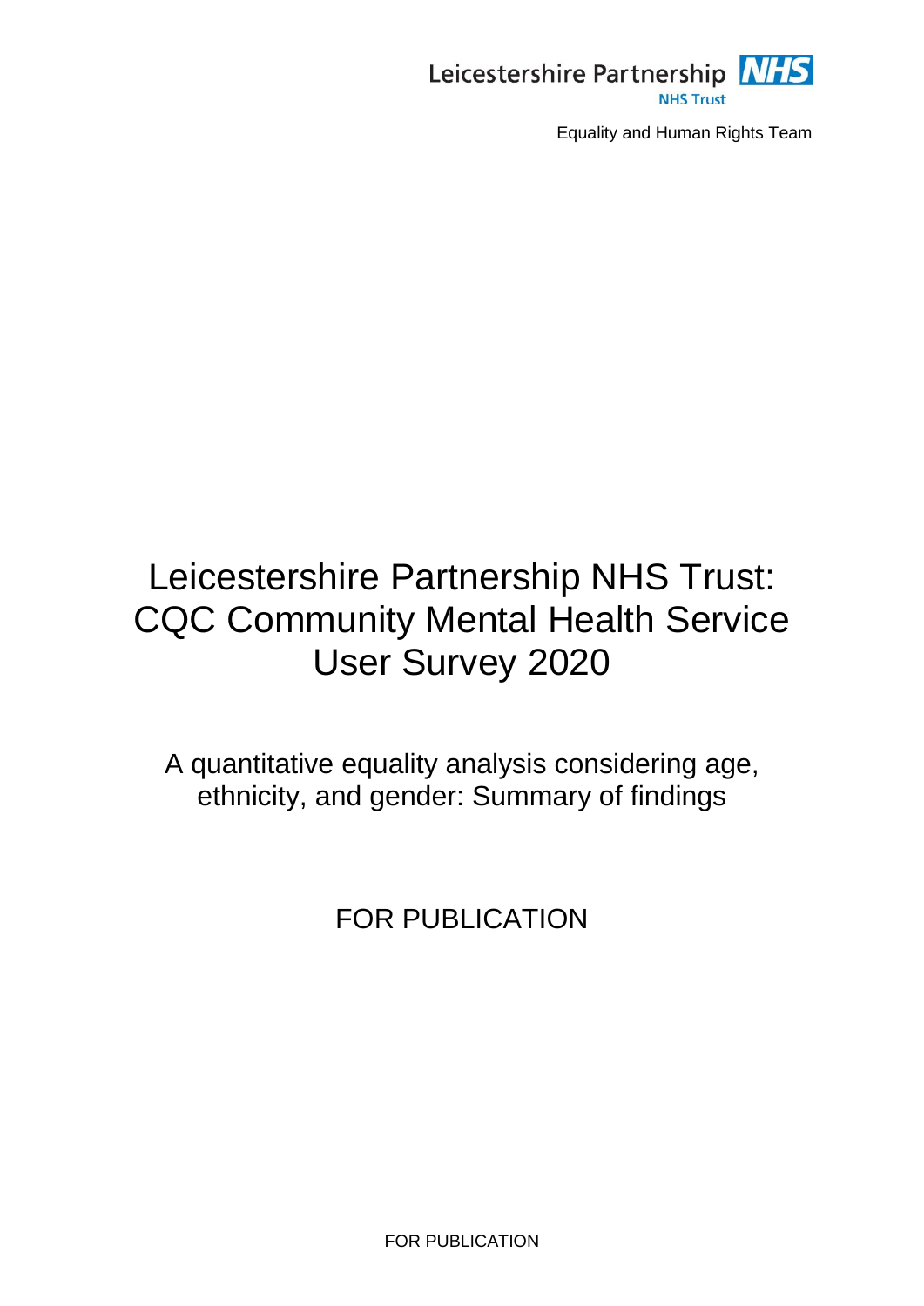Leicestershire Partnership NHS Trust

Equality and Human Rights Team

# Leicestershire Partnership NHS Trust: CQC Community Mental Health Service User Survey 2020

## A quantitative equality analysis considering age, ethnicity, and gender: Summary of findings

FOR PUBLICATION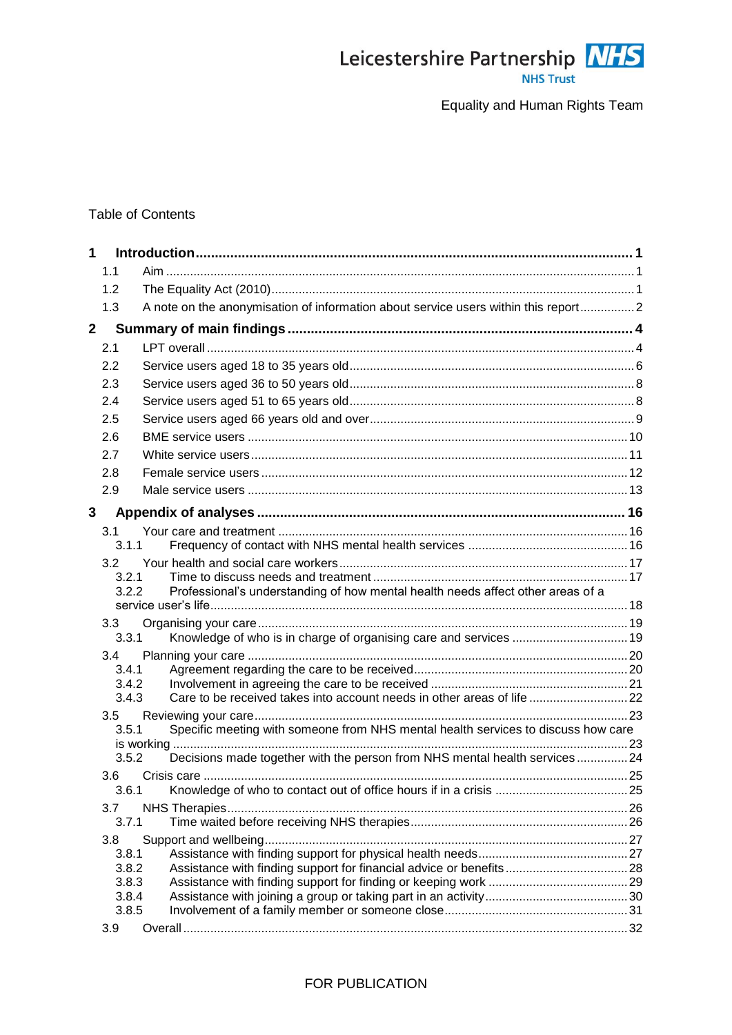Leicestershire Partnership NHS Trust

Equality and Human Rights Team

Table of Contents

- **1 Introduction ........ 1**
  - 1.1 Aim ........ 1
  - 1.2 The Equality Act (2010) ........ 1
  - 1.3 A note on the anonymisation of information about service users within this report ........ 2
- **2 Summary of main findings ........ 4**
  - 2.1 LPT overall ........ 4
  - 2.2 Service users aged 18 to 35 years old ........ 6
  - 2.3 Service users aged 36 to 50 years old ........ 8
  - 2.4 Service users aged 51 to 65 years old ........ 8
  - 2.5 Service users aged 66 years old and over ........ 9
  - 2.6 BME service users ........ 10
  - 2.7 White service users ........ 11
  - 2.8 Female service users ........ 12
  - 2.9 Male service users ........ 13
- **3 Appendix of analyses ........ 16**
  - 3.1 Your care and treatment ........ 16
    - 3.1.1 Frequency of contact with NHS mental health services ........ 16
  - 3.2 Your health and social care workers ........ 17
    - 3.2.1 Time to discuss needs and treatment ........ 17
    - 3.2.2 Professional's understanding of how mental health needs affect other areas of a service user's life ........ 18
  - 3.3 Organising your care ........ 19
    - 3.3.1 Knowledge of who is in charge of organising care and services ........ 19
  - 3.4 Planning your care ........ 20
    - 3.4.1 Agreement regarding the care to be received ........ 20
    - 3.4.2 Involvement in agreeing the care to be received ........ 21
    - 3.4.3 Care to be received takes into account needs in other areas of life ........ 22
  - 3.5 Reviewing your care ........ 23
    - 3.5.1 Specific meeting with someone from NHS mental health services to discuss how care is working ........ 23
    - 3.5.2 Decisions made together with the person from NHS mental health services ........ 24
  - 3.6 Crisis care ........ 25
    - 3.6.1 Knowledge of who to contact out of office hours if in a crisis ........ 25
  - 3.7 NHS Therapies ........ 26
    - 3.7.1 Time waited before receiving NHS therapies ........ 26
  - 3.8 Support and wellbeing ........ 27
    - 3.8.1 Assistance with finding support for physical health needs ........ 27
    - 3.8.2 Assistance with finding support for financial advice or benefits ........ 28
    - 3.8.3 Assistance with finding support for finding or keeping work ........ 29
    - 3.8.4 Assistance with joining a group or taking part in an activity ........ 30
    - 3.8.5 Involvement of a family member or someone close ........ 31
  - 3.9 Overall ........ 32

FOR PUBLICATION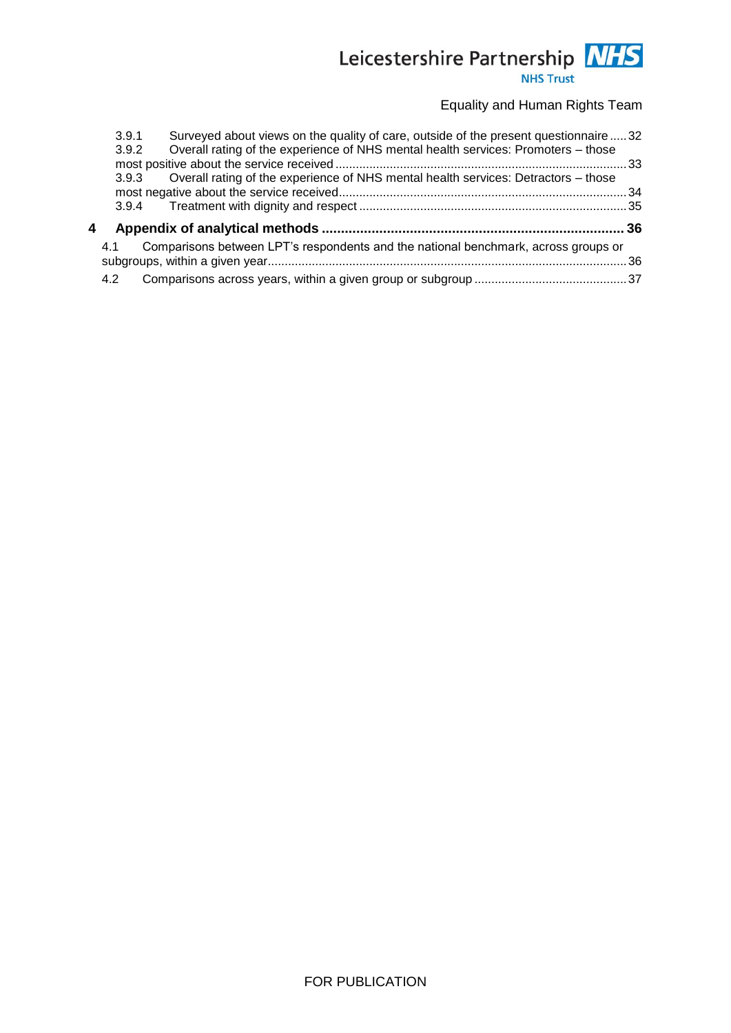3.9.1 Surveyed about views on the quality of care, outside of the present questionnaire ..... 32
3.9.2 Overall rating of the experience of NHS mental health services: Promoters – those most positive about the service received ..... 33
3.9.3 Overall rating of the experience of NHS mental health services: Detractors – those most negative about the service received ..... 34
3.9.4 Treatment with dignity and respect ..... 35

**4 Appendix of analytical methods ..... 36**

4.1 Comparisons between LPT's respondents and the national benchmark, across groups or subgroups, within a given year ..... 36

4.2 Comparisons across years, within a given group or subgroup ..... 37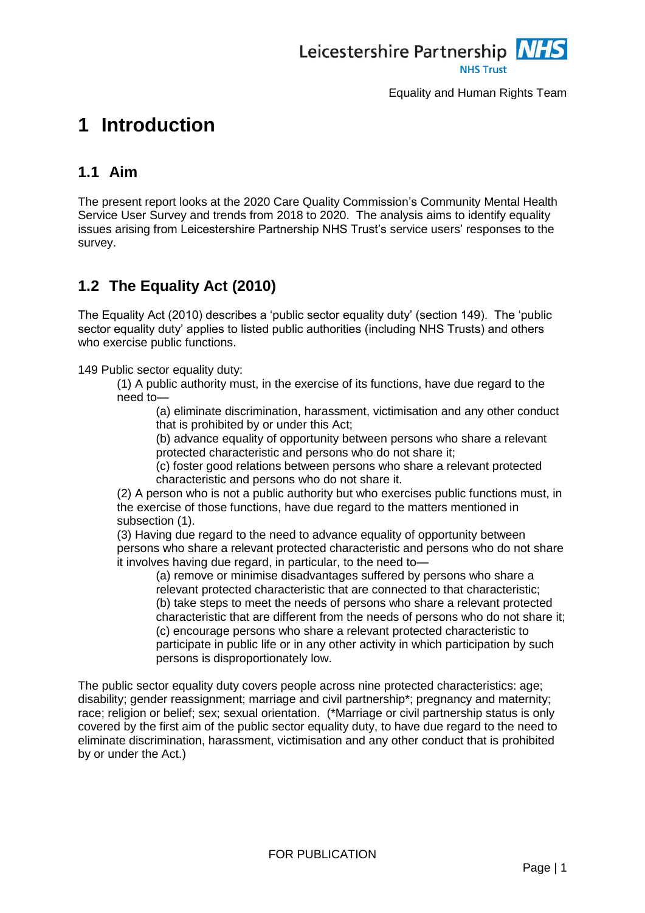# 1 Introduction

## 1.1 Aim

The present report looks at the 2020 Care Quality Commission's Community Mental Health Service User Survey and trends from 2018 to 2020. The analysis aims to identify equality issues arising from Leicestershire Partnership NHS Trust's service users' responses to the survey.

## 1.2 The Equality Act (2010)

The Equality Act (2010) describes a 'public sector equality duty' (section 149). The 'public sector equality duty' applies to listed public authorities (including NHS Trusts) and others who exercise public functions.

149 Public sector equality duty:

> (1) A public authority must, in the exercise of its functions, have due regard to the need to—
>
> > (a) eliminate discrimination, harassment, victimisation and any other conduct that is prohibited by or under this Act;
> >
> > (b) advance equality of opportunity between persons who share a relevant protected characteristic and persons who do not share it;
> >
> > (c) foster good relations between persons who share a relevant protected characteristic and persons who do not share it.
>
> (2) A person who is not a public authority but who exercises public functions must, in the exercise of those functions, have due regard to the matters mentioned in subsection (1).
>
> (3) Having due regard to the need to advance equality of opportunity between persons who share a relevant protected characteristic and persons who do not share it involves having due regard, in particular, to the need to—
>
> > (a) remove or minimise disadvantages suffered by persons who share a relevant protected characteristic that are connected to that characteristic;
> >
> > (b) take steps to meet the needs of persons who share a relevant protected characteristic that are different from the needs of persons who do not share it;
> >
> > (c) encourage persons who share a relevant protected characteristic to participate in public life or in any other activity in which participation by such persons is disproportionately low.

The public sector equality duty covers people across nine protected characteristics: age; disability; gender reassignment; marriage and civil partnership*; pregnancy and maternity; race; religion or belief; sex; sexual orientation. (*Marriage or civil partnership status is only covered by the first aim of the public sector equality duty, to have due regard to the need to eliminate discrimination, harassment, victimisation and any other conduct that is prohibited by or under the Act.)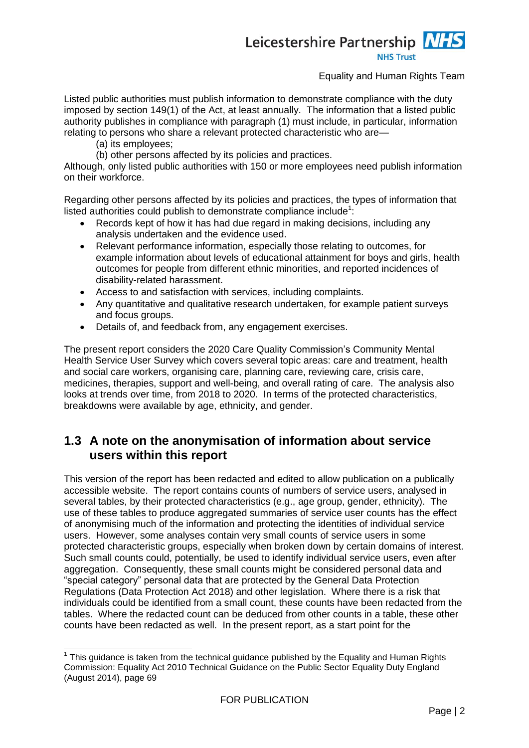Listed public authorities must publish information to demonstrate compliance with the duty imposed by section 149(1) of the Act, at least annually. The information that a listed public authority publishes in compliance with paragraph (1) must include, in particular, information relating to persons who share a relevant protected characteristic who are—

(a) its employees;

(b) other persons affected by its policies and practices.

Although, only listed public authorities with 150 or more employees need publish information on their workforce.

Regarding other persons affected by its policies and practices, the types of information that listed authorities could publish to demonstrate compliance include[1]:

- Records kept of how it has had due regard in making decisions, including any analysis undertaken and the evidence used.
- Relevant performance information, especially those relating to outcomes, for example information about levels of educational attainment for boys and girls, health outcomes for people from different ethnic minorities, and reported incidences of disability-related harassment.
- Access to and satisfaction with services, including complaints.
- Any quantitative and qualitative research undertaken, for example patient surveys and focus groups.
- Details of, and feedback from, any engagement exercises.

The present report considers the 2020 Care Quality Commission's Community Mental Health Service User Survey which covers several topic areas: care and treatment, health and social care workers, organising care, planning care, reviewing care, crisis care, medicines, therapies, support and well-being, and overall rating of care. The analysis also looks at trends over time, from 2018 to 2020. In terms of the protected characteristics, breakdowns were available by age, ethnicity, and gender.

## 1.3 A note on the anonymisation of information about service users within this report

This version of the report has been redacted and edited to allow publication on a publically accessible website. The report contains counts of numbers of service users, analysed in several tables, by their protected characteristics (e.g., age group, gender, ethnicity). The use of these tables to produce aggregated summaries of service user counts has the effect of anonymising much of the information and protecting the identities of individual service users. However, some analyses contain very small counts of service users in some protected characteristic groups, especially when broken down by certain domains of interest. Such small counts could, potentially, be used to identify individual service users, even after aggregation. Consequently, these small counts might be considered personal data and "special category" personal data that are protected by the General Data Protection Regulations (Data Protection Act 2018) and other legislation. Where there is a risk that individuals could be identified from a small count, these counts have been redacted from the tables. Where the redacted count can be deduced from other counts in a table, these other counts have been redacted as well. In the present report, as a start point for the

[1] This guidance is taken from the technical guidance published by the Equality and Human Rights Commission: Equality Act 2010 Technical Guidance on the Public Sector Equality Duty England (August 2014), page 69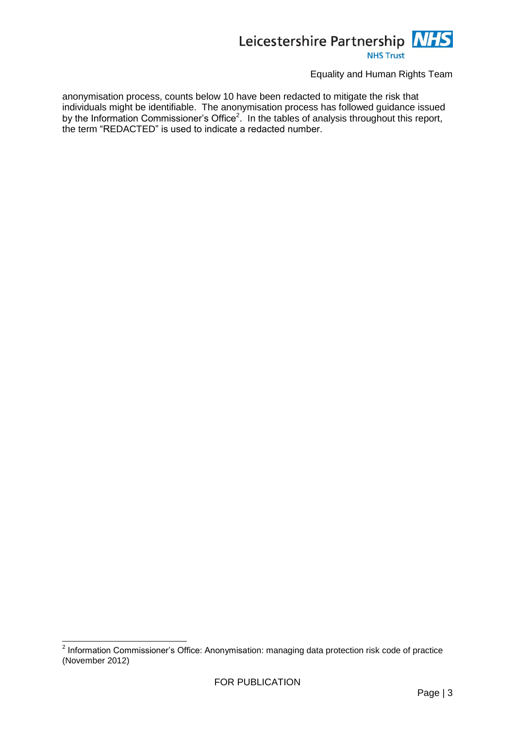anonymisation process, counts below 10 have been redacted to mitigate the risk that individuals might be identifiable. The anonymisation process has followed guidance issued by the Information Commissioner's Office[2]. In the tables of analysis throughout this report, the term "REDACTED" is used to indicate a redacted number.

[2] Information Commissioner's Office: Anonymisation: managing data protection risk code of practice (November 2012)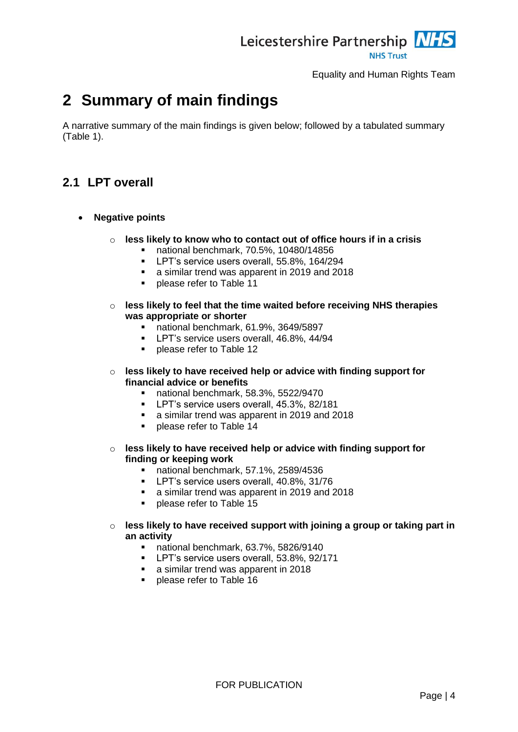# 2 Summary of main findings

A narrative summary of the main findings is given below; followed by a tabulated summary (Table 1).

## 2.1 LPT overall

- **Negative points**
  - **less likely to know who to contact out of office hours if in a crisis**
    - national benchmark, 70.5%, 10480/14856
    - LPT's service users overall, 55.8%, 164/294
    - a similar trend was apparent in 2019 and 2018
    - please refer to Table 11
  - **less likely to feel that the time waited before receiving NHS therapies was appropriate or shorter**
    - national benchmark, 61.9%, 3649/5897
    - LPT's service users overall, 46.8%, 44/94
    - please refer to Table 12
  - **less likely to have received help or advice with finding support for financial advice or benefits**
    - national benchmark, 58.3%, 5522/9470
    - LPT's service users overall, 45.3%, 82/181
    - a similar trend was apparent in 2019 and 2018
    - please refer to Table 14
  - **less likely to have received help or advice with finding support for finding or keeping work**
    - national benchmark, 57.1%, 2589/4536
    - LPT's service users overall, 40.8%, 31/76
    - a similar trend was apparent in 2019 and 2018
    - please refer to Table 15
  - **less likely to have received support with joining a group or taking part in an activity**
    - national benchmark, 63.7%, 5826/9140
    - LPT's service users overall, 53.8%, 92/171
    - a similar trend was apparent in 2018
    - please refer to Table 16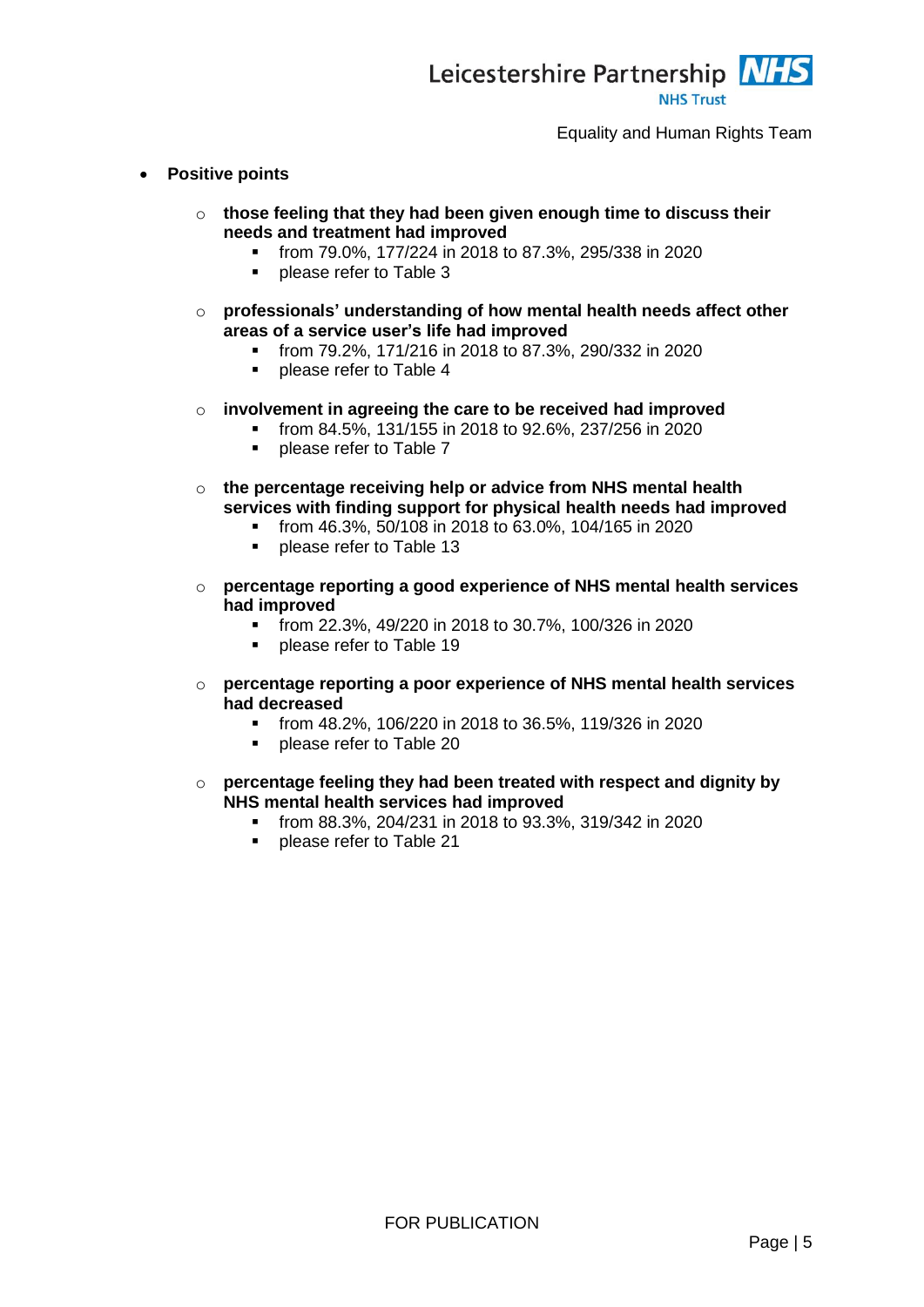- **Positive points**

  - **those feeling that they had been given enough time to discuss their needs and treatment had improved**
    - from 79.0%, 177/224 in 2018 to 87.3%, 295/338 in 2020
    - please refer to Table 3

  - **professionals' understanding of how mental health needs affect other areas of a service user's life had improved**
    - from 79.2%, 171/216 in 2018 to 87.3%, 290/332 in 2020
    - please refer to Table 4

  - **involvement in agreeing the care to be received had improved**
    - from 84.5%, 131/155 in 2018 to 92.6%, 237/256 in 2020
    - please refer to Table 7

  - **the percentage receiving help or advice from NHS mental health services with finding support for physical health needs had improved**
    - from 46.3%, 50/108 in 2018 to 63.0%, 104/165 in 2020
    - please refer to Table 13

  - **percentage reporting a good experience of NHS mental health services had improved**
    - from 22.3%, 49/220 in 2018 to 30.7%, 100/326 in 2020
    - please refer to Table 19

  - **percentage reporting a poor experience of NHS mental health services had decreased**
    - from 48.2%, 106/220 in 2018 to 36.5%, 119/326 in 2020
    - please refer to Table 20

  - **percentage feeling they had been treated with respect and dignity by NHS mental health services had improved**
    - from 88.3%, 204/231 in 2018 to 93.3%, 319/342 in 2020
    - please refer to Table 21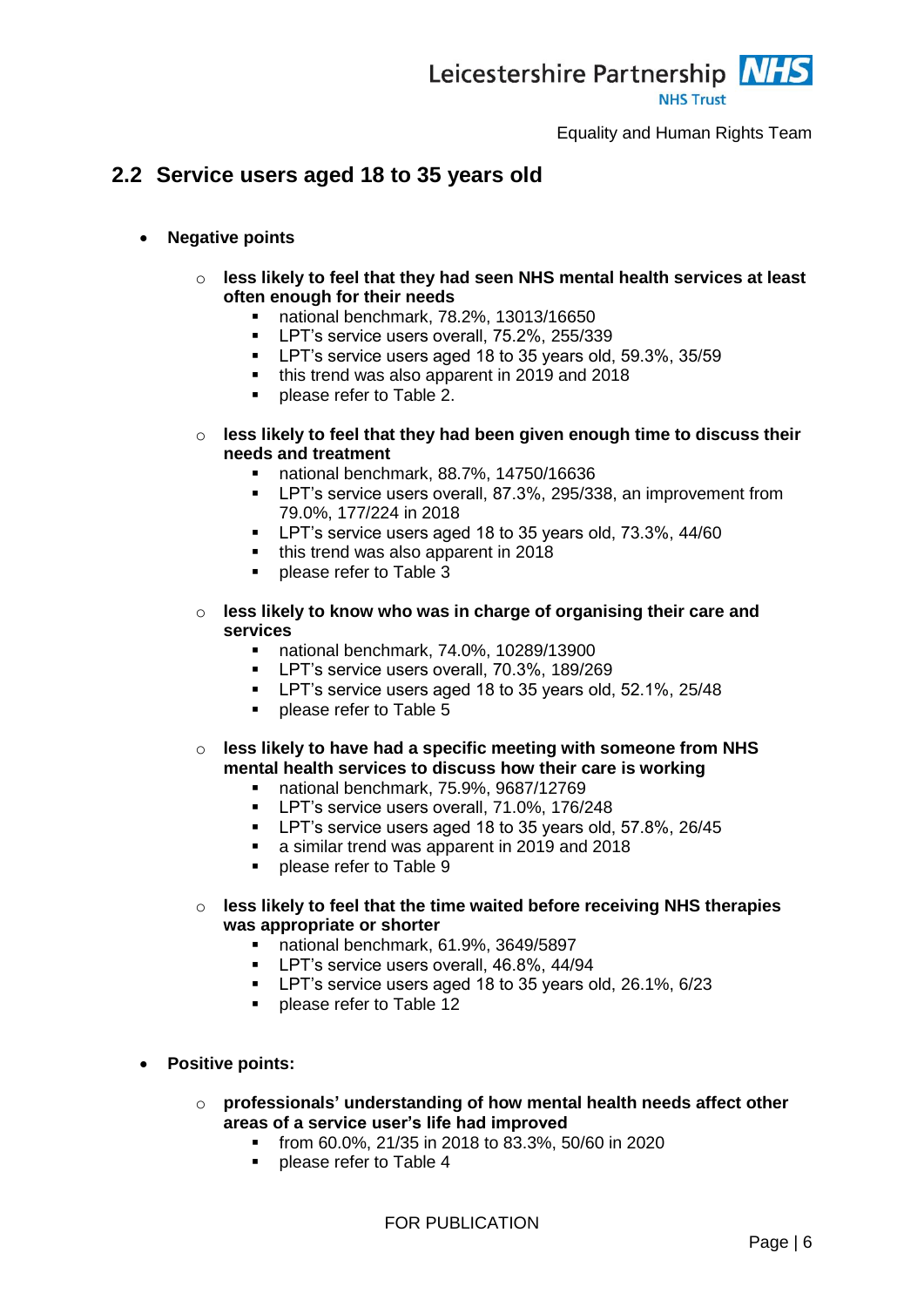## 2.2 Service users aged 18 to 35 years old

- **Negative points**
  - **less likely to feel that they had seen NHS mental health services at least often enough for their needs**
    - national benchmark, 78.2%, 13013/16650
    - LPT's service users overall, 75.2%, 255/339
    - LPT's service users aged 18 to 35 years old, 59.3%, 35/59
    - this trend was also apparent in 2019 and 2018
    - please refer to Table 2.
  - **less likely to feel that they had been given enough time to discuss their needs and treatment**
    - national benchmark, 88.7%, 14750/16636
    - LPT's service users overall, 87.3%, 295/338, an improvement from 79.0%, 177/224 in 2018
    - LPT's service users aged 18 to 35 years old, 73.3%, 44/60
    - this trend was also apparent in 2018
    - please refer to Table 3
  - **less likely to know who was in charge of organising their care and services**
    - national benchmark, 74.0%, 10289/13900
    - LPT's service users overall, 70.3%, 189/269
    - LPT's service users aged 18 to 35 years old, 52.1%, 25/48
    - please refer to Table 5
  - **less likely to have had a specific meeting with someone from NHS mental health services to discuss how their care is working**
    - national benchmark, 75.9%, 9687/12769
    - LPT's service users overall, 71.0%, 176/248
    - LPT's service users aged 18 to 35 years old, 57.8%, 26/45
    - a similar trend was apparent in 2019 and 2018
    - please refer to Table 9
  - **less likely to feel that the time waited before receiving NHS therapies was appropriate or shorter**
    - national benchmark, 61.9%, 3649/5897
    - LPT's service users overall, 46.8%, 44/94
    - LPT's service users aged 18 to 35 years old, 26.1%, 6/23
    - please refer to Table 12

- **Positive points:**
  - **professionals' understanding of how mental health needs affect other areas of a service user's life had improved**
    - from 60.0%, 21/35 in 2018 to 83.3%, 50/60 in 2020
    - please refer to Table 4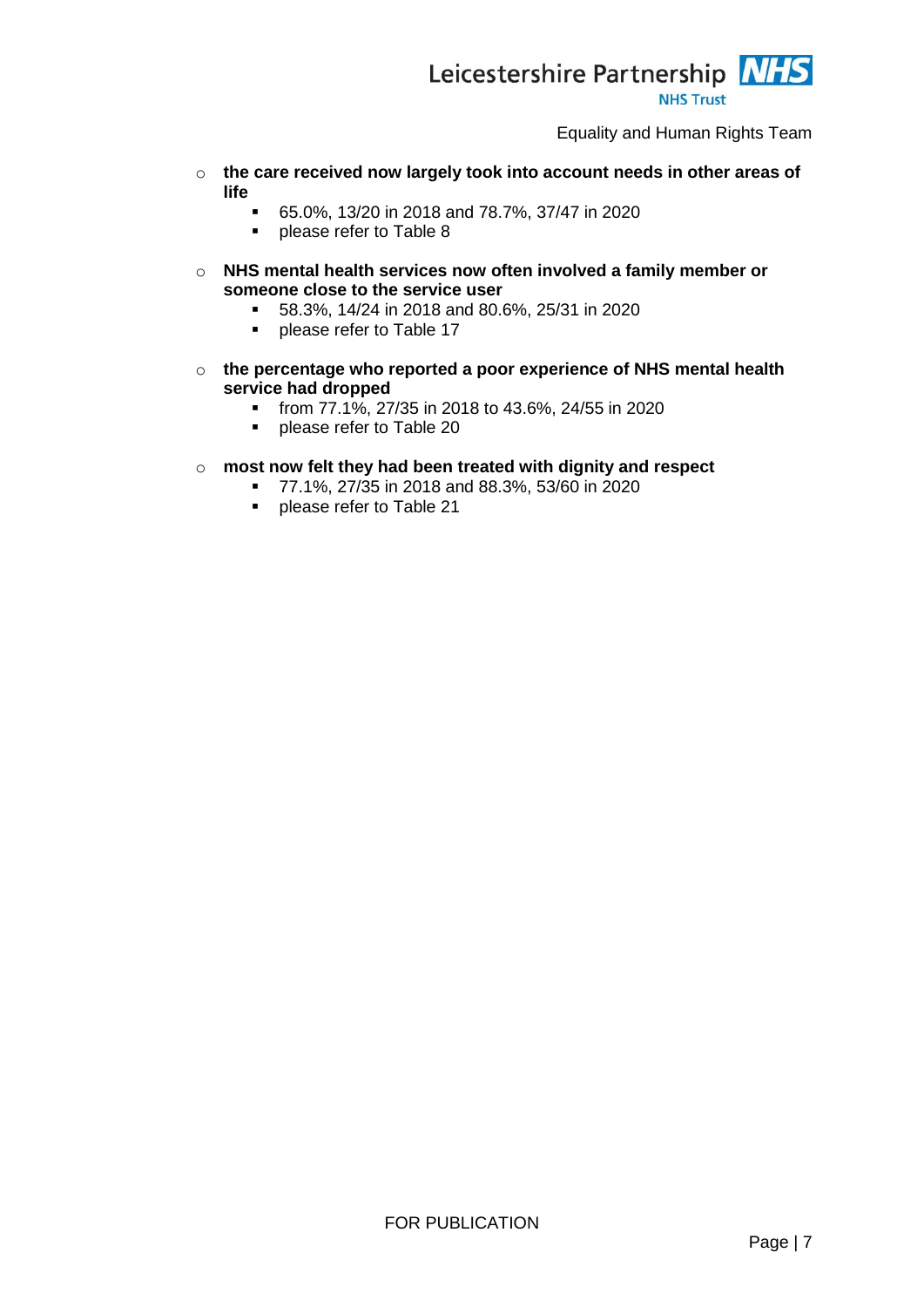- **the care received now largely took into account needs in other areas of life**
  - 65.0%, 13/20 in 2018 and 78.7%, 37/47 in 2020
  - please refer to Table 8

- **NHS mental health services now often involved a family member or someone close to the service user**
  - 58.3%, 14/24 in 2018 and 80.6%, 25/31 in 2020
  - please refer to Table 17

- **the percentage who reported a poor experience of NHS mental health service had dropped**
  - from 77.1%, 27/35 in 2018 to 43.6%, 24/55 in 2020
  - please refer to Table 20

- **most now felt they had been treated with dignity and respect**
  - 77.1%, 27/35 in 2018 and 88.3%, 53/60 in 2020
  - please refer to Table 21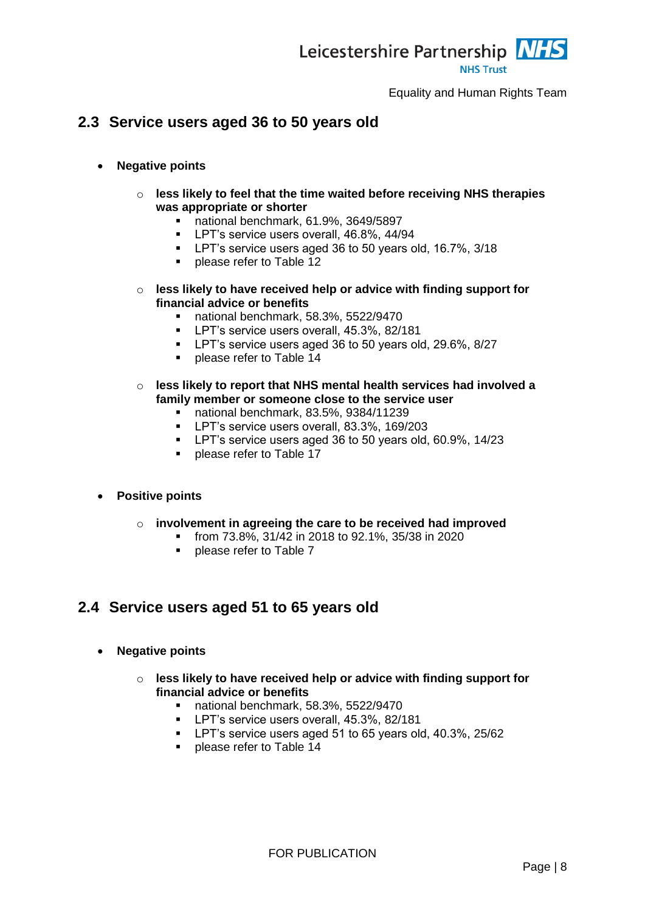## 2.3 Service users aged 36 to 50 years old

- **Negative points**
  - **less likely to feel that the time waited before receiving NHS therapies was appropriate or shorter**
    - national benchmark, 61.9%, 3649/5897
    - LPT's service users overall, 46.8%, 44/94
    - LPT's service users aged 36 to 50 years old, 16.7%, 3/18
    - please refer to Table 12
  - **less likely to have received help or advice with finding support for financial advice or benefits**
    - national benchmark, 58.3%, 5522/9470
    - LPT's service users overall, 45.3%, 82/181
    - LPT's service users aged 36 to 50 years old, 29.6%, 8/27
    - please refer to Table 14
  - **less likely to report that NHS mental health services had involved a family member or someone close to the service user**
    - national benchmark, 83.5%, 9384/11239
    - LPT's service users overall, 83.3%, 169/203
    - LPT's service users aged 36 to 50 years old, 60.9%, 14/23
    - please refer to Table 17

- **Positive points**
  - **involvement in agreeing the care to be received had improved**
    - from 73.8%, 31/42 in 2018 to 92.1%, 35/38 in 2020
    - please refer to Table 7

## 2.4 Service users aged 51 to 65 years old

- **Negative points**
  - **less likely to have received help or advice with finding support for financial advice or benefits**
    - national benchmark, 58.3%, 5522/9470
    - LPT's service users overall, 45.3%, 82/181
    - LPT's service users aged 51 to 65 years old, 40.3%, 25/62
    - please refer to Table 14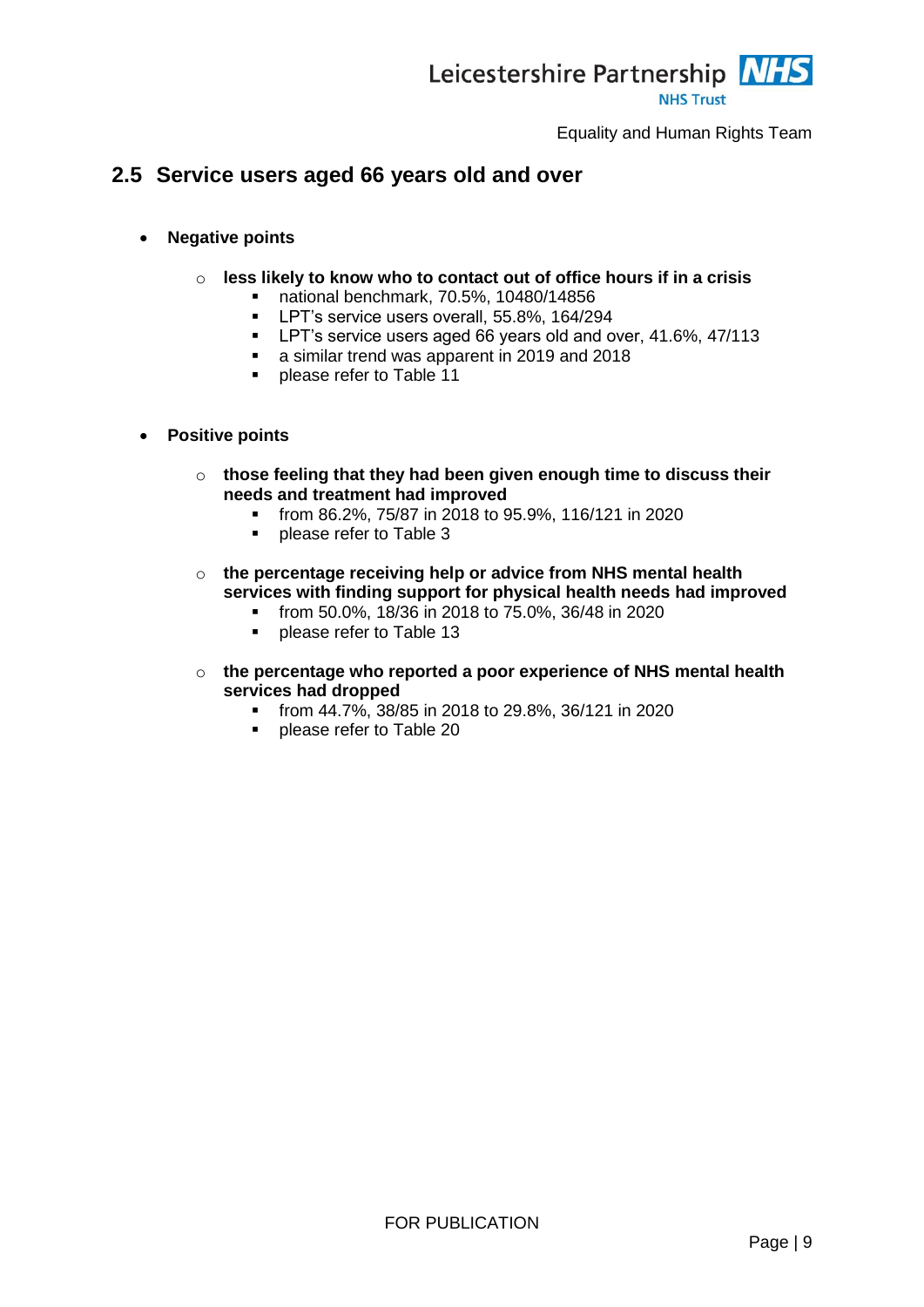## 2.5 Service users aged 66 years old and over

- **Negative points**

  - **less likely to know who to contact out of office hours if in a crisis**
    - national benchmark, 70.5%, 10480/14856
    - LPT's service users overall, 55.8%, 164/294
    - LPT's service users aged 66 years old and over, 41.6%, 47/113
    - a similar trend was apparent in 2019 and 2018
    - please refer to Table 11

- **Positive points**

  - **those feeling that they had been given enough time to discuss their needs and treatment had improved**
    - from 86.2%, 75/87 in 2018 to 95.9%, 116/121 in 2020
    - please refer to Table 3

  - **the percentage receiving help or advice from NHS mental health services with finding support for physical health needs had improved**
    - from 50.0%, 18/36 in 2018 to 75.0%, 36/48 in 2020
    - please refer to Table 13

  - **the percentage who reported a poor experience of NHS mental health services had dropped**
    - from 44.7%, 38/85 in 2018 to 29.8%, 36/121 in 2020
    - please refer to Table 20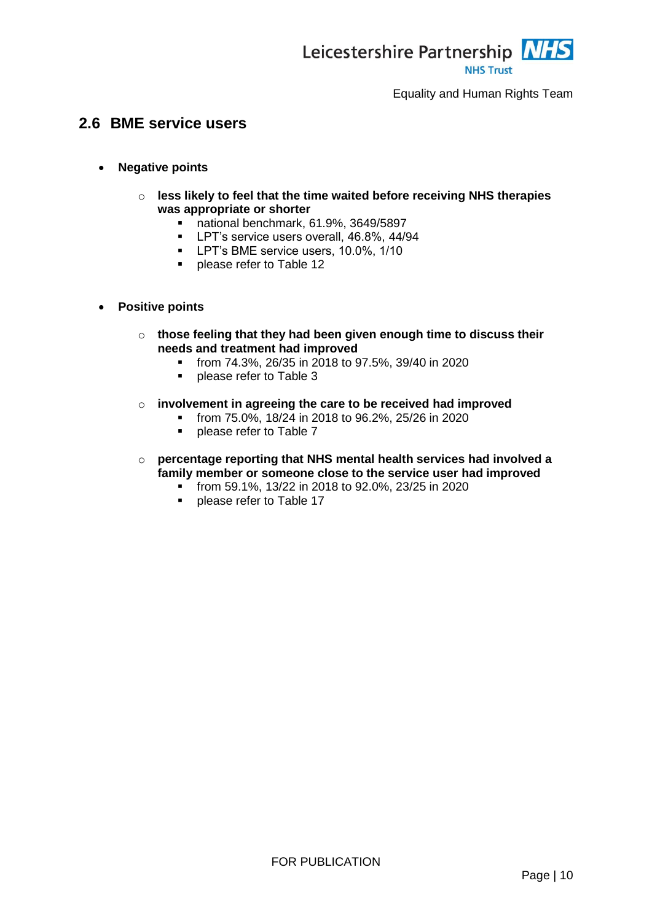## 2.6 BME service users

- **Negative points**

    - **less likely to feel that the time waited before receiving NHS therapies was appropriate or shorter**
        - national benchmark, 61.9%, 3649/5897
        - LPT's service users overall, 46.8%, 44/94
        - LPT's BME service users, 10.0%, 1/10
        - please refer to Table 12

- **Positive points**

    - **those feeling that they had been given enough time to discuss their needs and treatment had improved**
        - from 74.3%, 26/35 in 2018 to 97.5%, 39/40 in 2020
        - please refer to Table 3

    - **involvement in agreeing the care to be received had improved**
        - from 75.0%, 18/24 in 2018 to 96.2%, 25/26 in 2020
        - please refer to Table 7

    - **percentage reporting that NHS mental health services had involved a family member or someone close to the service user had improved**
        - from 59.1%, 13/22 in 2018 to 92.0%, 23/25 in 2020
        - please refer to Table 17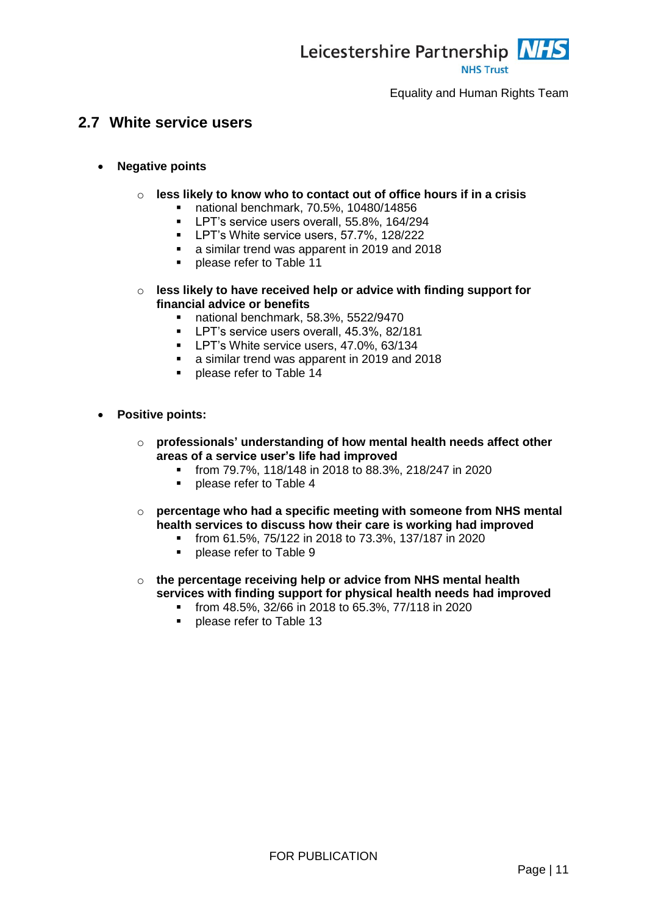## 2.7 White service users

- **Negative points**
  - **less likely to know who to contact out of office hours if in a crisis**
    - national benchmark, 70.5%, 10480/14856
    - LPT's service users overall, 55.8%, 164/294
    - LPT's White service users, 57.7%, 128/222
    - a similar trend was apparent in 2019 and 2018
    - please refer to Table 11
  - **less likely to have received help or advice with finding support for financial advice or benefits**
    - national benchmark, 58.3%, 5522/9470
    - LPT's service users overall, 45.3%, 82/181
    - LPT's White service users, 47.0%, 63/134
    - a similar trend was apparent in 2019 and 2018
    - please refer to Table 14

- **Positive points:**
  - **professionals' understanding of how mental health needs affect other areas of a service user's life had improved**
    - from 79.7%, 118/148 in 2018 to 88.3%, 218/247 in 2020
    - please refer to Table 4
  - **percentage who had a specific meeting with someone from NHS mental health services to discuss how their care is working had improved**
    - from 61.5%, 75/122 in 2018 to 73.3%, 137/187 in 2020
    - please refer to Table 9
  - **the percentage receiving help or advice from NHS mental health services with finding support for physical health needs had improved**
    - from 48.5%, 32/66 in 2018 to 65.3%, 77/118 in 2020
    - please refer to Table 13

FOR PUBLICATION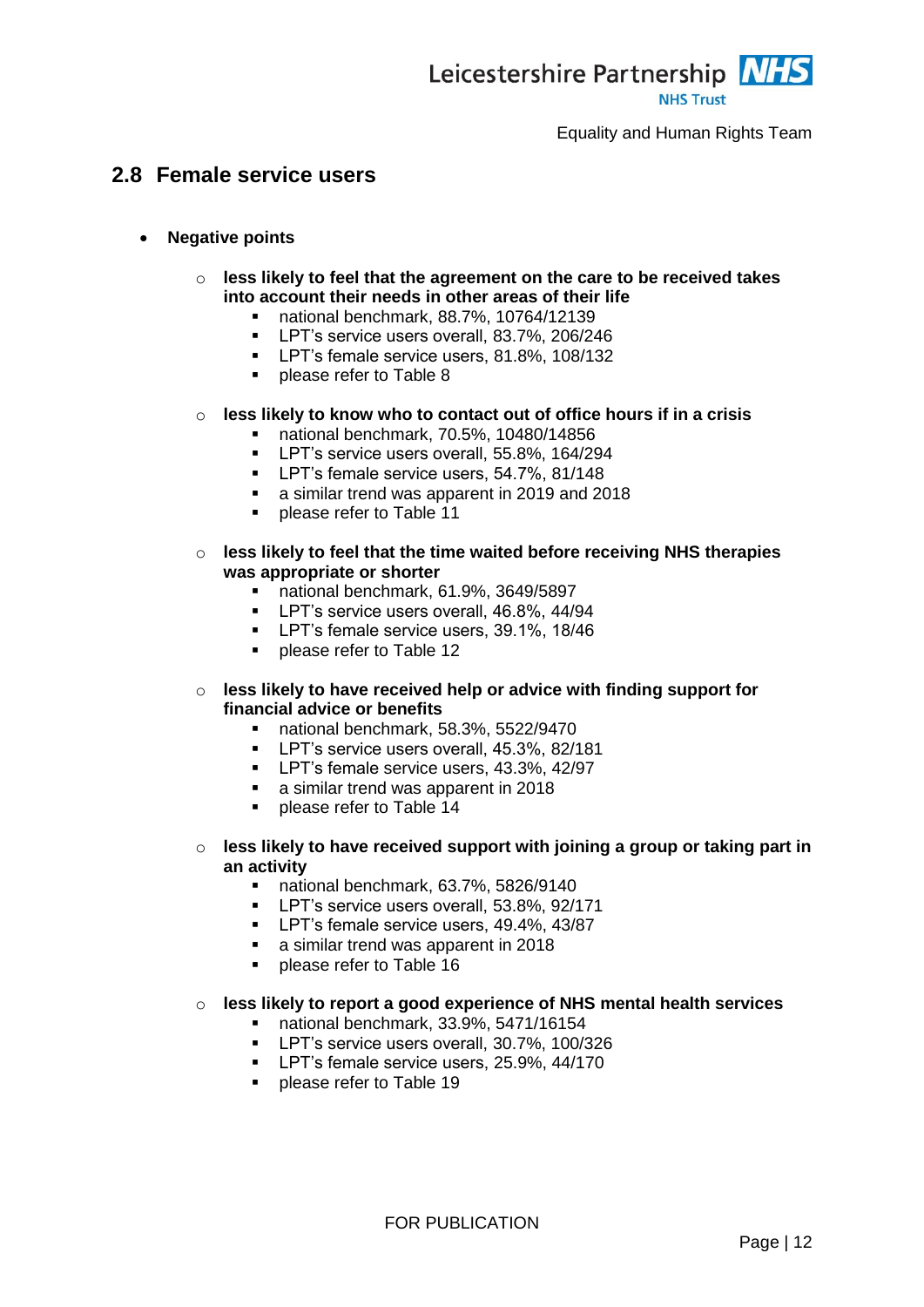## 2.8 Female service users

- **Negative points**
    - **less likely to feel that the agreement on the care to be received takes into account their needs in other areas of their life**
        - national benchmark, 88.7%, 10764/12139
        - LPT's service users overall, 83.7%, 206/246
        - LPT's female service users, 81.8%, 108/132
        - please refer to Table 8
    - **less likely to know who to contact out of office hours if in a crisis**
        - national benchmark, 70.5%, 10480/14856
        - LPT's service users overall, 55.8%, 164/294
        - LPT's female service users, 54.7%, 81/148
        - a similar trend was apparent in 2019 and 2018
        - please refer to Table 11
    - **less likely to feel that the time waited before receiving NHS therapies was appropriate or shorter**
        - national benchmark, 61.9%, 3649/5897
        - LPT's service users overall, 46.8%, 44/94
        - LPT's female service users, 39.1%, 18/46
        - please refer to Table 12
    - **less likely to have received help or advice with finding support for financial advice or benefits**
        - national benchmark, 58.3%, 5522/9470
        - LPT's service users overall, 45.3%, 82/181
        - LPT's female service users, 43.3%, 42/97
        - a similar trend was apparent in 2018
        - please refer to Table 14
    - **less likely to have received support with joining a group or taking part in an activity**
        - national benchmark, 63.7%, 5826/9140
        - LPT's service users overall, 53.8%, 92/171
        - LPT's female service users, 49.4%, 43/87
        - a similar trend was apparent in 2018
        - please refer to Table 16
    - **less likely to report a good experience of NHS mental health services**
        - national benchmark, 33.9%, 5471/16154
        - LPT's service users overall, 30.7%, 100/326
        - LPT's female service users, 25.9%, 44/170
        - please refer to Table 19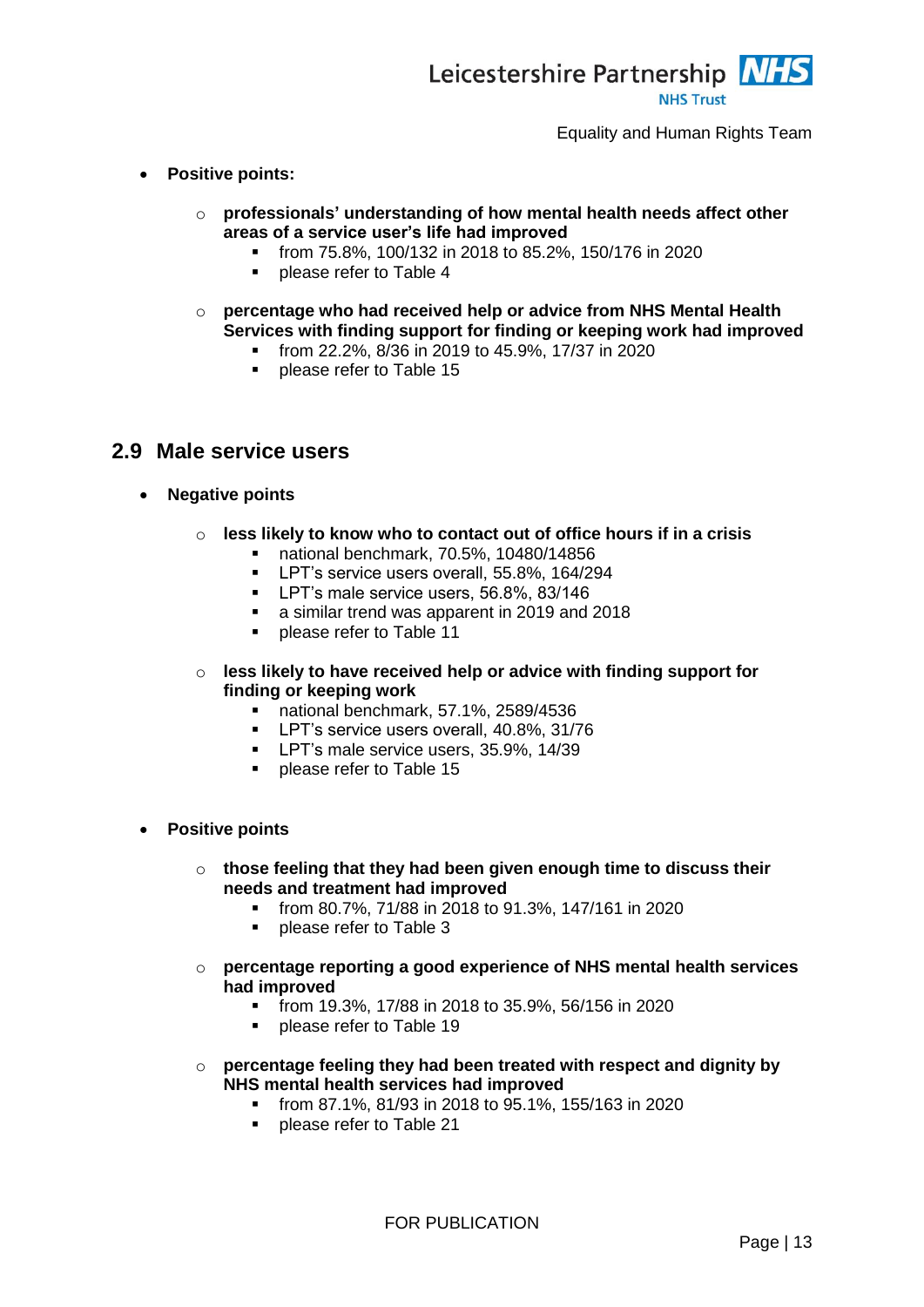- **Positive points:**

  - **professionals' understanding of how mental health needs affect other areas of a service user's life had improved**
    - from 75.8%, 100/132 in 2018 to 85.2%, 150/176 in 2020
    - please refer to Table 4

  - **percentage who had received help or advice from NHS Mental Health Services with finding support for finding or keeping work had improved**
    - from 22.2%, 8/36 in 2019 to 45.9%, 17/37 in 2020
    - please refer to Table 15

## 2.9 Male service users

- **Negative points**

  - **less likely to know who to contact out of office hours if in a crisis**
    - national benchmark, 70.5%, 10480/14856
    - LPT's service users overall, 55.8%, 164/294
    - LPT's male service users, 56.8%, 83/146
    - a similar trend was apparent in 2019 and 2018
    - please refer to Table 11

  - **less likely to have received help or advice with finding support for finding or keeping work**
    - national benchmark, 57.1%, 2589/4536
    - LPT's service users overall, 40.8%, 31/76
    - LPT's male service users, 35.9%, 14/39
    - please refer to Table 15

- **Positive points**

  - **those feeling that they had been given enough time to discuss their needs and treatment had improved**
    - from 80.7%, 71/88 in 2018 to 91.3%, 147/161 in 2020
    - please refer to Table 3

  - **percentage reporting a good experience of NHS mental health services had improved**
    - from 19.3%, 17/88 in 2018 to 35.9%, 56/156 in 2020
    - please refer to Table 19

  - **percentage feeling they had been treated with respect and dignity by NHS mental health services had improved**
    - from 87.1%, 81/93 in 2018 to 95.1%, 155/163 in 2020
    - please refer to Table 21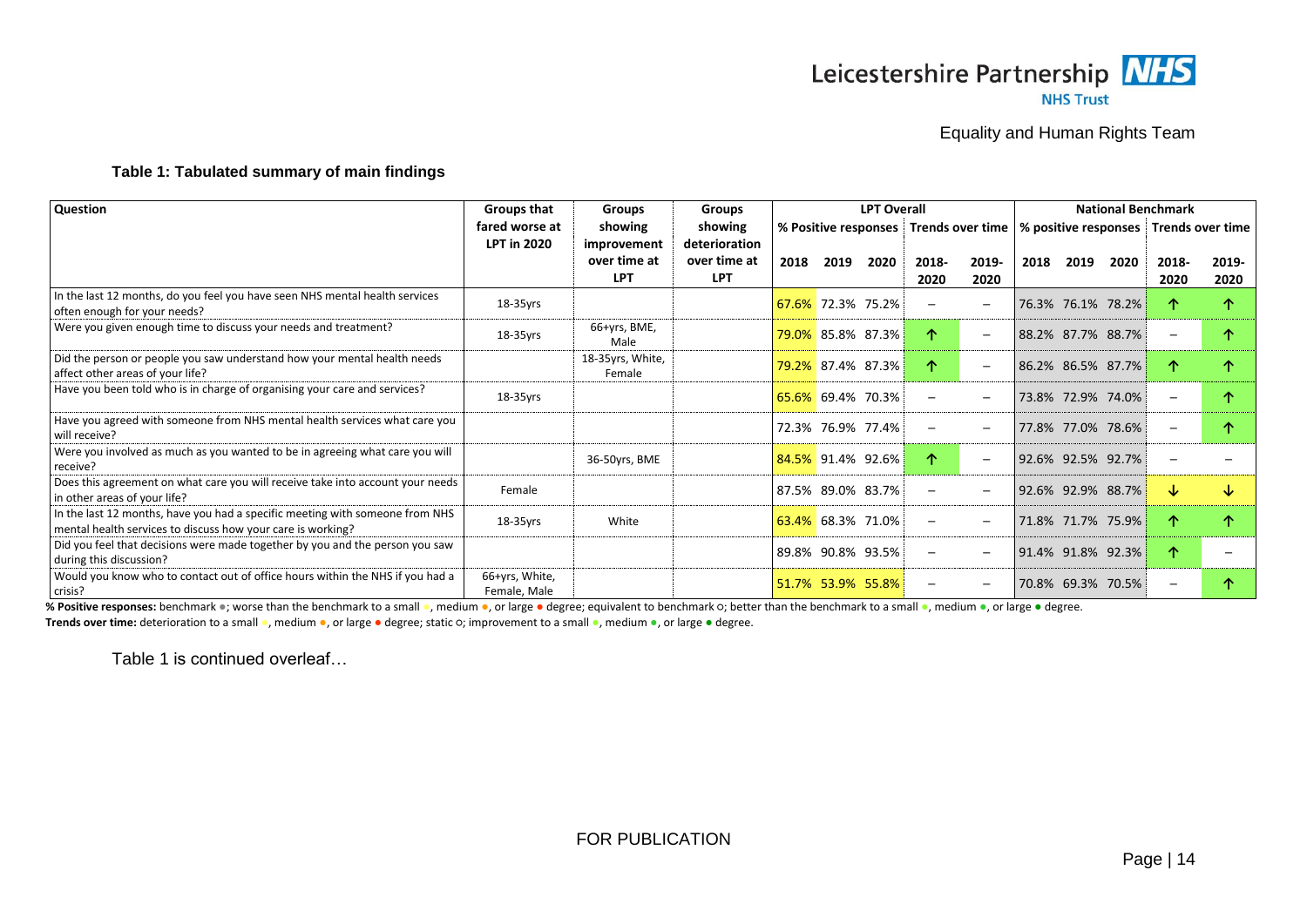Equality and Human Rights Team

**Table 1: Tabulated summary of main findings**

| Question | Groups that fared worse at LPT in 2020 | Groups showing improvement over time at LPT | Groups showing deterioration over time at LPT | LPT Overall | | | | | National Benchmark | | | | |
|---|---|---|---|---|---|---|---|---|---|---|---|---|---|
| | | | | % Positive responses | | | Trends over time | | % positive responses | | | Trends over time | |
| | | | | 2018 | 2019 | 2020 | 2018-2020 | 2019-2020 | 2018 | 2019 | 2020 | 2018-2020 | 2019-2020 |
| In the last 12 months, do you feel you have seen NHS mental health services often enough for your needs? | 18-35yrs | | | 67.6% | 72.3% | 75.2% | – | – | 76.3% | 76.1% | 78.2% | ↑ | ↑ |
| Were you given enough time to discuss your needs and treatment? | 18-35yrs | 66+yrs, BME, Male | | 79.0% | 85.8% | 87.3% | ↑ | – | 88.2% | 87.7% | 88.7% | – | ↑ |
| Did the person or people you saw understand how your mental health needs affect other areas of your life? | | 18-35yrs, White, Female | | 79.2% | 87.4% | 87.3% | ↑ | – | 86.2% | 86.5% | 87.7% | ↑ | ↑ |
| Have you been told who is in charge of organising your care and services? | 18-35yrs | | | 65.6% | 69.4% | 70.3% | – | – | 73.8% | 72.9% | 74.0% | – | ↑ |
| Have you agreed with someone from NHS mental health services what care you will receive? | | | | 72.3% | 76.9% | 77.4% | – | – | 77.8% | 77.0% | 78.6% | – | ↑ |
| Were you involved as much as you wanted to be in agreeing what care you will receive? | | 36-50yrs, BME | | 84.5% | 91.4% | 92.6% | ↑ | – | 92.6% | 92.5% | 92.7% | – | – |
| Does this agreement on what care you will receive take into account your needs in other areas of your life? | Female | | | 87.5% | 89.0% | 83.7% | – | – | 92.6% | 92.9% | 88.7% | ↓ | ↓ |
| In the last 12 months, have you had a specific meeting with someone from NHS mental health services to discuss how your care is working? | 18-35yrs | White | | 63.4% | 68.3% | 71.0% | – | – | 71.8% | 71.7% | 75.9% | ↑ | ↑ |
| Did you feel that decisions were made together by you and the person you saw during this discussion? | | | | 89.8% | 90.8% | 93.5% | – | – | 91.4% | 91.8% | 92.3% | ↑ | – |
| Would you know who to contact out of office hours within the NHS if you had a crisis? | 66+yrs, White, Female, Male | | | 51.7% | 53.9% | 55.8% | – | – | 70.8% | 69.3% | 70.5% | – | ↑ |

**% Positive responses:** benchmark ●; worse than the benchmark to a small ●, medium ●, or large ● degree; equivalent to benchmark ○; better than the benchmark to a small ●, medium ●, or large ● degree.
**Trends over time:** deterioration to a small ●, medium ●, or large ● degree; static ○; improvement to a small ●, medium ●, or large ● degree.

Table 1 is continued overleaf…

FOR PUBLICATION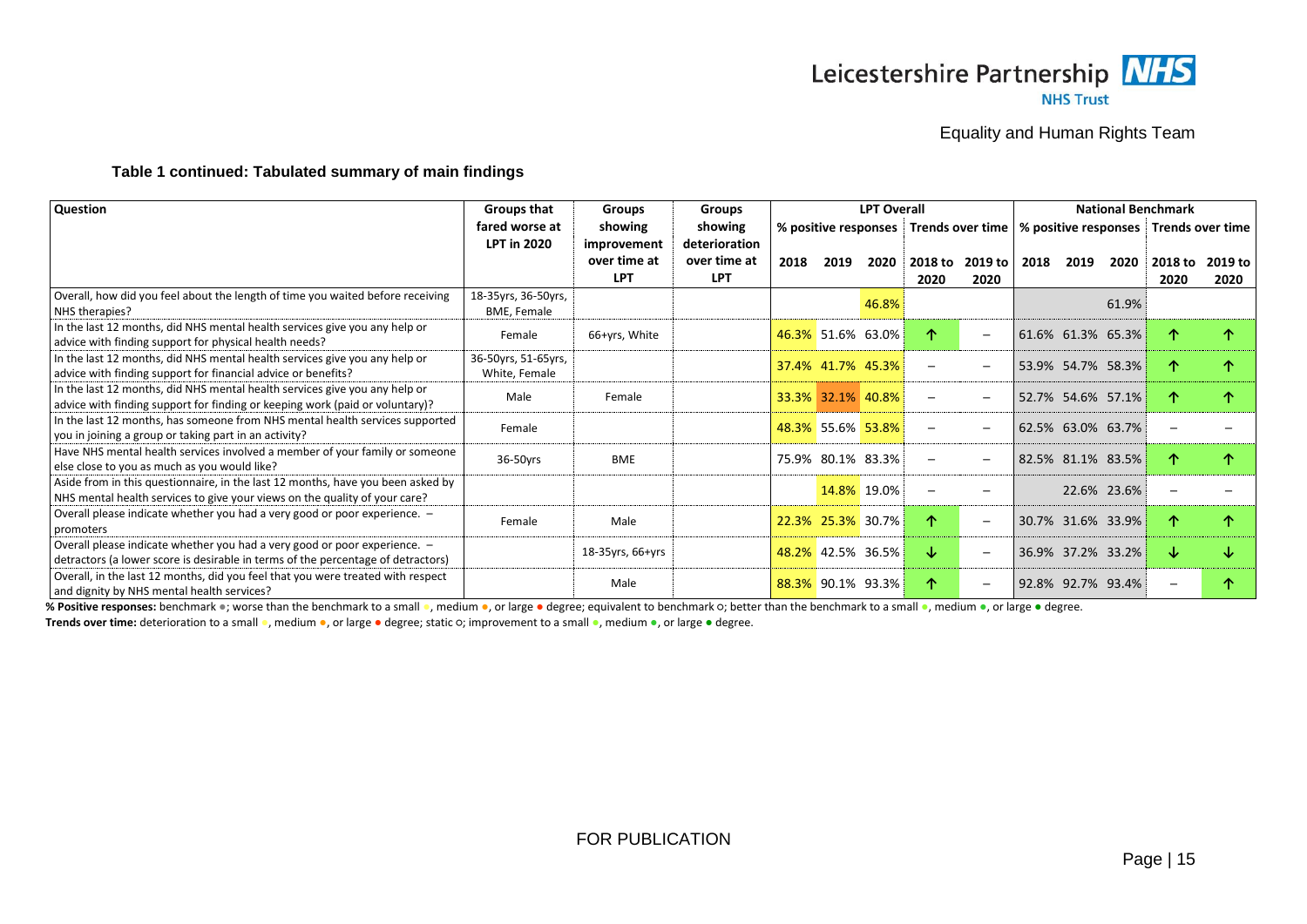### Table 1 continued: Tabulated summary of main findings

| Question | Groups that fared worse at LPT in 2020 | Groups showing improvement over time at LPT | Groups showing deterioration over time at LPT | LPT Overall | | | | | National Benchmark | | | | |
|---|---|---|---|---|---|---|---|---|---|---|---|---|---|
| | | | | % positive responses | | | Trends over time | | % positive responses | | | Trends over time | |
| | | | | 2018 | 2019 | 2020 | 2018 to 2020 | 2019 to 2020 | 2018 | 2019 | 2020 | 2018 to 2020 | 2019 to 2020 |
| Overall, how did you feel about the length of time you waited before receiving NHS therapies? | 18-35yrs, 36-50yrs, BME, Female | | | | | 46.8% | | | | | 61.9% | | |
| In the last 12 months, did NHS mental health services give you any help or advice with finding support for physical health needs? | Female | 66+yrs, White | | 46.3% | 51.6% | 63.0% | ↑ | – | 61.6% | 61.3% | 65.3% | ↑ | ↑ |
| In the last 12 months, did NHS mental health services give you any help or advice with finding support for financial advice or benefits? | 36-50yrs, 51-65yrs, White, Female | | | 37.4% | 41.7% | 45.3% | – | – | 53.9% | 54.7% | 58.3% | ↑ | ↑ |
| In the last 12 months, did NHS mental health services give you any help or advice with finding support for finding or keeping work (paid or voluntary)? | Male | Female | | 33.3% | 32.1% | 40.8% | – | – | 52.7% | 54.6% | 57.1% | ↑ | ↑ |
| In the last 12 months, has someone from NHS mental health services supported you in joining a group or taking part in an activity? | Female | | | 48.3% | 55.6% | 53.8% | – | – | 62.5% | 63.0% | 63.7% | – | – |
| Have NHS mental health services involved a member of your family or someone else close to you as much as you would like? | 36-50yrs | BME | | 75.9% | 80.1% | 83.3% | – | – | 82.5% | 81.1% | 83.5% | ↑ | ↑ |
| Aside from in this questionnaire, in the last 12 months, have you been asked by NHS mental health services to give your views on the quality of your care? | | | | | 14.8% | 19.0% | – | – | | 22.6% | 23.6% | – | – |
| Overall please indicate whether you had a very good or poor experience. – promoters | Female | Male | | 22.3% | 25.3% | 30.7% | ↑ | – | 30.7% | 31.6% | 33.9% | ↑ | ↑ |
| Overall please indicate whether you had a very good or poor experience. – detractors (a lower score is desirable in terms of the percentage of detractors) | | 18-35yrs, 66+yrs | | 48.2% | 42.5% | 36.5% | ↓ | – | 36.9% | 37.2% | 33.2% | ↓ | ↓ |
| Overall, in the last 12 months, did you feel that you were treated with respect and dignity by NHS mental health services? | | Male | | 88.3% | 90.1% | 93.3% | ↑ | – | 92.8% | 92.7% | 93.4% | – | ↑ |

**% Positive responses:** benchmark ●; worse than the benchmark to a small ●, medium ●, or large ● degree; equivalent to benchmark ○; better than the benchmark to a small ●, medium ●, or large ● degree.

**Trends over time:** deterioration to a small ●, medium ●, or large ● degree; static ○; improvement to a small ●, medium ●, or large ● degree.

FOR PUBLICATION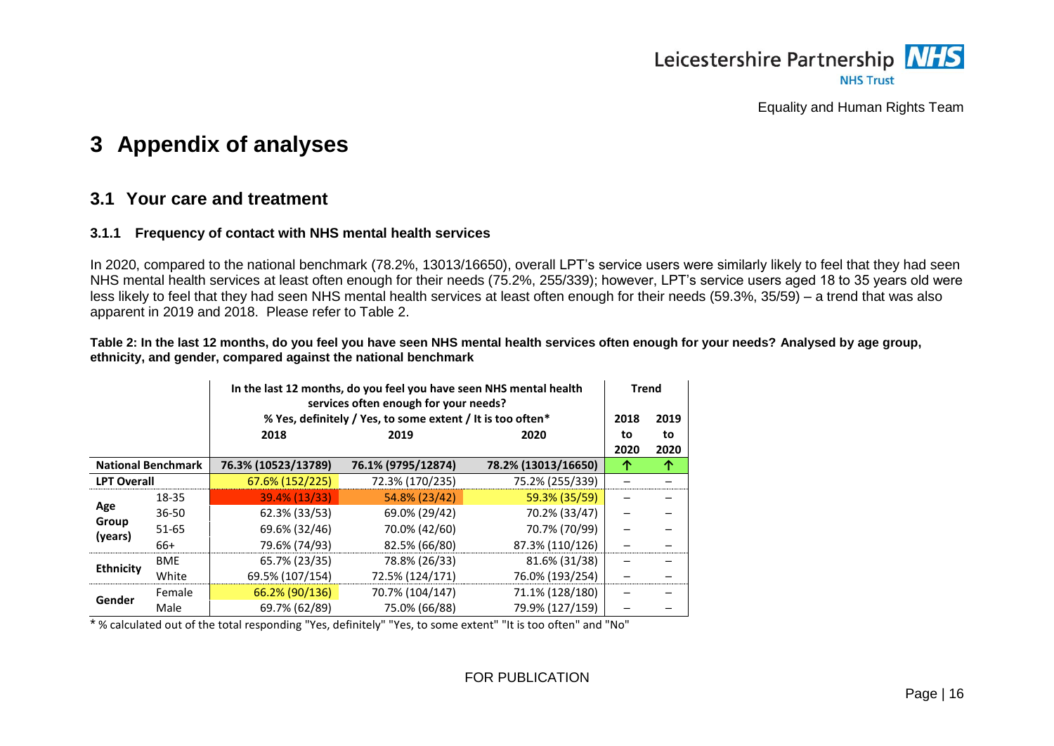# 3 Appendix of analyses

## 3.1 Your care and treatment

### 3.1.1 Frequency of contact with NHS mental health services

In 2020, compared to the national benchmark (78.2%, 13013/16650), overall LPT's service users were similarly likely to feel that they had seen NHS mental health services at least often enough for their needs (75.2%, 255/339); however, LPT's service users aged 18 to 35 years old were less likely to feel that they had seen NHS mental health services at least often enough for their needs (59.3%, 35/59) – a trend that was also apparent in 2019 and 2018. Please refer to Table 2.

**Table 2: In the last 12 months, do you feel you have seen NHS mental health services often enough for your needs? Analysed by age group, ethnicity, and gender, compared against the national benchmark**

| | | In the last 12 months, do you feel you have seen NHS mental health services often enough for your needs? % Yes, definitely / Yes, to some extent / It is too often* | | | Trend | |
|---|---|---|---|---|---|---|
| | | 2018 | 2019 | 2020 | 2018 to 2020 | 2019 to 2020 |
| National Benchmark | | 76.3% (10523/13789) | 76.1% (9795/12874) | 78.2% (13013/16650) | ↑ | ↑ |
| LPT Overall | | 67.6% (152/225) | 72.3% (170/235) | 75.2% (255/339) | – | – |
| Age Group (years) | 18-35 | 39.4% (13/33) | 54.8% (23/42) | 59.3% (35/59) | – | – |
| | 36-50 | 62.3% (33/53) | 69.0% (29/42) | 70.2% (33/47) | – | – |
| | 51-65 | 69.6% (32/46) | 70.0% (42/60) | 70.7% (70/99) | – | – |
| | 66+ | 79.6% (74/93) | 82.5% (66/80) | 87.3% (110/126) | – | – |
| Ethnicity | BME | 65.7% (23/35) | 78.8% (26/33) | 81.6% (31/38) | – | – |
| | White | 69.5% (107/154) | 72.5% (124/171) | 76.0% (193/254) | – | – |
| Gender | Female | 66.2% (90/136) | 70.7% (104/147) | 71.1% (128/180) | – | – |
| | Male | 69.7% (62/89) | 75.0% (66/88) | 79.9% (127/159) | – | – |

* % calculated out of the total responding "Yes, definitely" "Yes, to some extent" "It is too often" and "No"

FOR PUBLICATION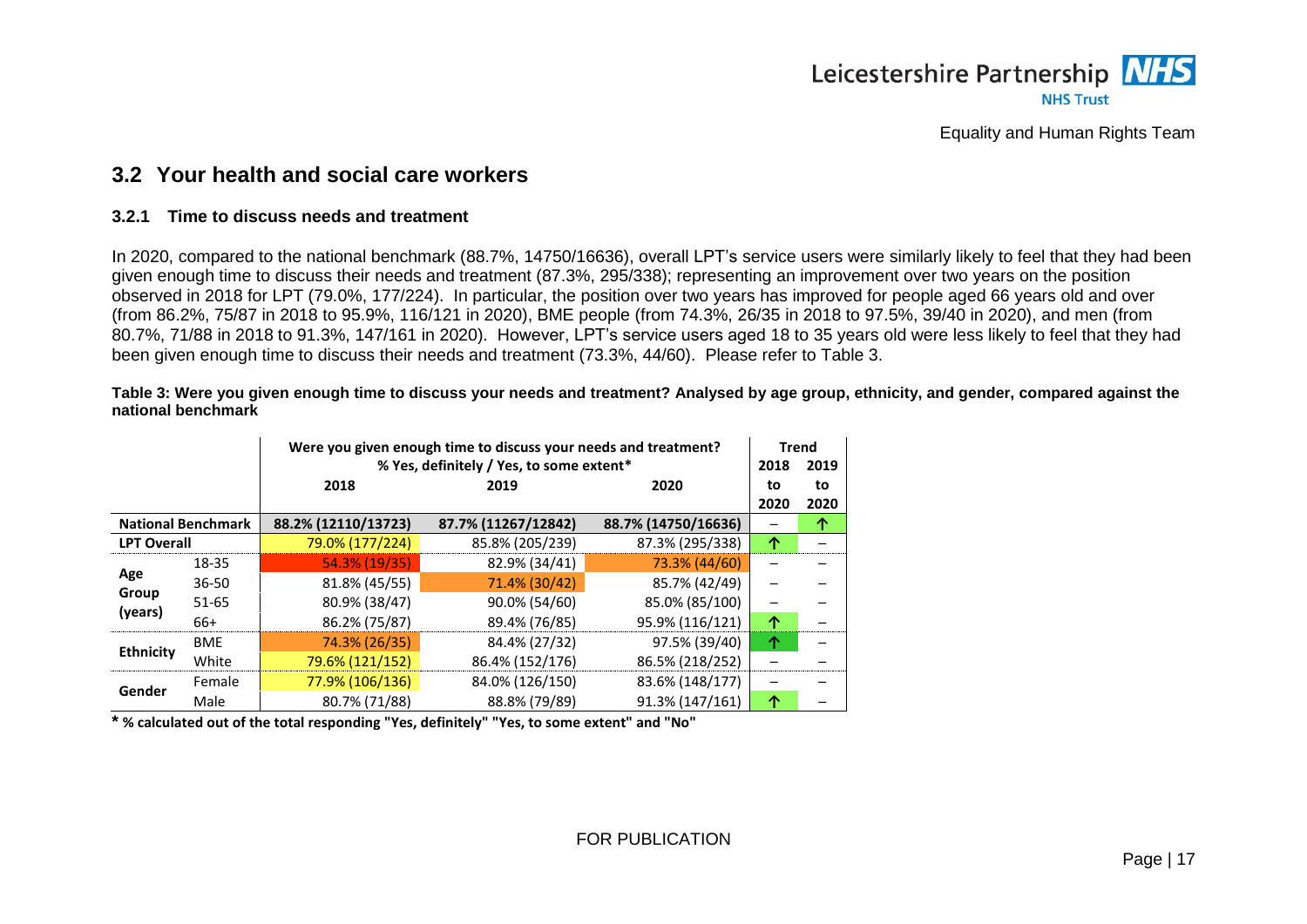## 3.2 Your health and social care workers

### 3.2.1 Time to discuss needs and treatment

In 2020, compared to the national benchmark (88.7%, 14750/16636), overall LPT's service users were similarly likely to feel that they had been given enough time to discuss their needs and treatment (87.3%, 295/338); representing an improvement over two years on the position observed in 2018 for LPT (79.0%, 177/224). In particular, the position over two years has improved for people aged 66 years old and over (from 86.2%, 75/87 in 2018 to 95.9%, 116/121 in 2020), BME people (from 74.3%, 26/35 in 2018 to 97.5%, 39/40 in 2020), and men (from 80.7%, 71/88 in 2018 to 91.3%, 147/161 in 2020). However, LPT's service users aged 18 to 35 years old were less likely to feel that they had been given enough time to discuss their needs and treatment (73.3%, 44/60). Please refer to Table 3.

**Table 3: Were you given enough time to discuss your needs and treatment? Analysed by age group, ethnicity, and gender, compared against the national benchmark**

| | | Were you given enough time to discuss your needs and treatment? % Yes, definitely / Yes, to some extent* | | | Trend | |
|---|---|---|---|---|---|---|
| | | 2018 | 2019 | 2020 | 2018 to 2020 | 2019 to 2020 |
| National Benchmark | | 88.2% (12110/13723) | 87.7% (11267/12842) | 88.7% (14750/16636) | – | ↑ |
| LPT Overall | | 79.0% (177/224) | 85.8% (205/239) | 87.3% (295/338) | ↑ | – |
| Age Group (years) | 18-35 | 54.3% (19/35) | 82.9% (34/41) | 73.3% (44/60) | – | – |
| | 36-50 | 81.8% (45/55) | 71.4% (30/42) | 85.7% (42/49) | – | – |
| | 51-65 | 80.9% (38/47) | 90.0% (54/60) | 85.0% (85/100) | – | – |
| | 66+ | 86.2% (75/87) | 89.4% (76/85) | 95.9% (116/121) | ↑ | – |
| Ethnicity | BME | 74.3% (26/35) | 84.4% (27/32) | 97.5% (39/40) | ↑ | – |
| | White | 79.6% (121/152) | 86.4% (152/176) | 86.5% (218/252) | – | – |
| Gender | Female | 77.9% (106/136) | 84.0% (126/150) | 83.6% (148/177) | – | – |
| | Male | 80.7% (71/88) | 88.8% (79/89) | 91.3% (147/161) | ↑ | – |

**\* % calculated out of the total responding "Yes, definitely" "Yes, to some extent" and "No"**

FOR PUBLICATION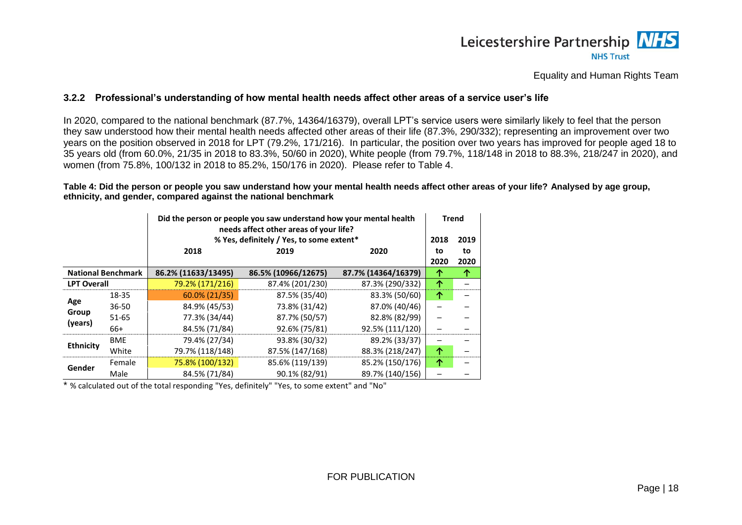### 3.2.2 Professional's understanding of how mental health needs affect other areas of a service user's life

In 2020, compared to the national benchmark (87.7%, 14364/16379), overall LPT's service users were similarly likely to feel that the person they saw understood how their mental health needs affected other areas of their life (87.3%, 290/332); representing an improvement over two years on the position observed in 2018 for LPT (79.2%, 171/216). In particular, the position over two years has improved for people aged 18 to 35 years old (from 60.0%, 21/35 in 2018 to 83.3%, 50/60 in 2020), White people (from 79.7%, 118/148 in 2018 to 88.3%, 218/247 in 2020), and women (from 75.8%, 100/132 in 2018 to 85.2%, 150/176 in 2020). Please refer to Table 4.

**Table 4: Did the person or people you saw understand how your mental health needs affect other areas of your life? Analysed by age group, ethnicity, and gender, compared against the national benchmark**

| | | Did the person or people you saw understand how your mental health needs affect other areas of your life? % Yes, definitely / Yes, to some extent* | | | Trend | |
|---|---|---|---|---|---|---|
| | | 2018 | 2019 | 2020 | 2018 to 2020 | 2019 to 2020 |
| National Benchmark | | 86.2% (11633/13495) | 86.5% (10966/12675) | 87.7% (14364/16379) | ↑ | ↑ |
| LPT Overall | | 79.2% (171/216) | 87.4% (201/230) | 87.3% (290/332) | ↑ | – |
| Age Group (years) | 18-35 | 60.0% (21/35) | 87.5% (35/40) | 83.3% (50/60) | ↑ | – |
| | 36-50 | 84.9% (45/53) | 73.8% (31/42) | 87.0% (40/46) | – | – |
| | 51-65 | 77.3% (34/44) | 87.7% (50/57) | 82.8% (82/99) | – | – |
| | 66+ | 84.5% (71/84) | 92.6% (75/81) | 92.5% (111/120) | – | – |
| Ethnicity | BME | 79.4% (27/34) | 93.8% (30/32) | 89.2% (33/37) | – | – |
| | White | 79.7% (118/148) | 87.5% (147/168) | 88.3% (218/247) | ↑ | – |
| Gender | Female | 75.8% (100/132) | 85.6% (119/139) | 85.2% (150/176) | ↑ | – |
| | Male | 84.5% (71/84) | 90.1% (82/91) | 89.7% (140/156) | – | – |

* % calculated out of the total responding "Yes, definitely" "Yes, to some extent" and "No"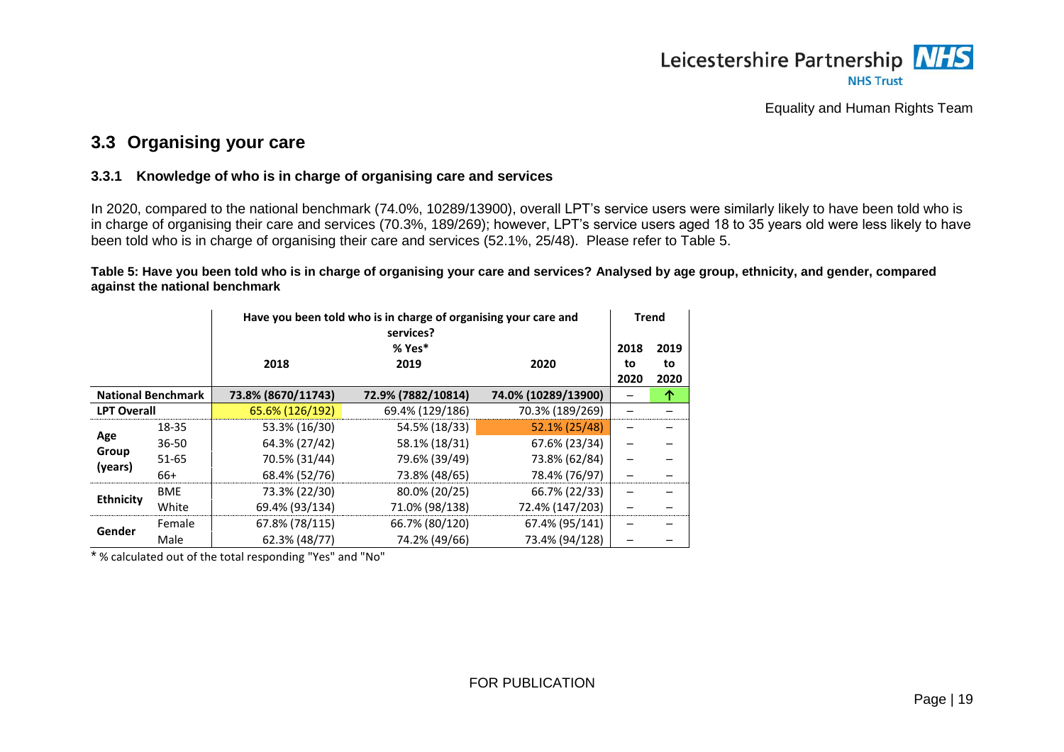## 3.3 Organising your care

### 3.3.1 Knowledge of who is in charge of organising care and services

In 2020, compared to the national benchmark (74.0%, 10289/13900), overall LPT's service users were similarly likely to have been told who is in charge of organising their care and services (70.3%, 189/269); however, LPT's service users aged 18 to 35 years old were less likely to have been told who is in charge of organising their care and services (52.1%, 25/48). Please refer to Table 5.

**Table 5: Have you been told who is in charge of organising your care and services? Analysed by age group, ethnicity, and gender, compared against the national benchmark**

| | | Have you been told who is in charge of organising your care and services? % Yes* | | | Trend | |
|---|---|---|---|---|---|---|
| | | 2018 | 2019 | 2020 | 2018 to 2020 | 2019 to 2020 |
| **National Benchmark** | | **73.8% (8670/11743)** | **72.9% (7882/10814)** | **74.0% (10289/13900)** | – | ↑ |
| **LPT Overall** | | 65.6% (126/192) | 69.4% (129/186) | 70.3% (189/269) | – | – |
| **Age Group (years)** | 18-35 | 53.3% (16/30) | 54.5% (18/33) | 52.1% (25/48) | – | – |
| | 36-50 | 64.3% (27/42) | 58.1% (18/31) | 67.6% (23/34) | – | – |
| | 51-65 | 70.5% (31/44) | 79.6% (39/49) | 73.8% (62/84) | – | – |
| | 66+ | 68.4% (52/76) | 73.8% (48/65) | 78.4% (76/97) | – | – |
| **Ethnicity** | BME | 73.3% (22/30) | 80.0% (20/25) | 66.7% (22/33) | – | – |
| | White | 69.4% (93/134) | 71.0% (98/138) | 72.4% (147/203) | – | – |
| **Gender** | Female | 67.8% (78/115) | 66.7% (80/120) | 67.4% (95/141) | – | – |
| | Male | 62.3% (48/77) | 74.2% (49/66) | 73.4% (94/128) | – | – |

* % calculated out of the total responding "Yes" and "No"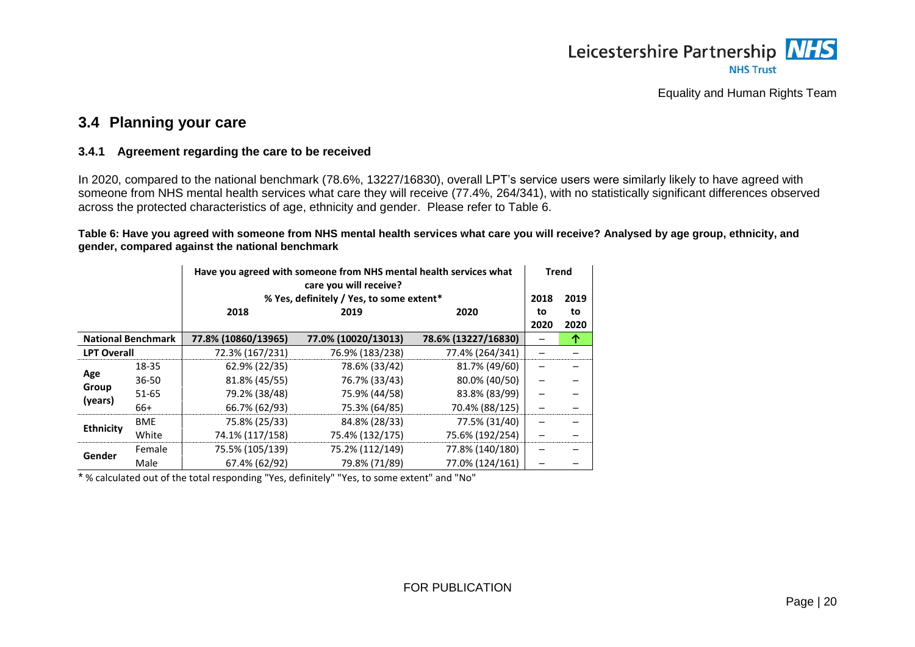## 3.4 Planning your care

### 3.4.1 Agreement regarding the care to be received

In 2020, compared to the national benchmark (78.6%, 13227/16830), overall LPT's service users were similarly likely to have agreed with someone from NHS mental health services what care they will receive (77.4%, 264/341), with no statistically significant differences observed across the protected characteristics of age, ethnicity and gender. Please refer to Table 6.

**Table 6: Have you agreed with someone from NHS mental health services what care you will receive? Analysed by age group, ethnicity, and gender, compared against the national benchmark**

| | | Have you agreed with someone from NHS mental health services what care you will receive? % Yes, definitely / Yes, to some extent* | | | Trend | |
|---|---|---|---|---|---|---|
| | | 2018 | 2019 | 2020 | 2018 to 2020 | 2019 to 2020 |
| **National Benchmark** | | **77.8% (10860/13965)** | **77.0% (10020/13013)** | **78.6% (13227/16830)** | – | ↑ |
| **LPT Overall** | | 72.3% (167/231) | 76.9% (183/238) | 77.4% (264/341) | – | – |
| **Age Group (years)** | 18-35 | 62.9% (22/35) | 78.6% (33/42) | 81.7% (49/60) | – | – |
| | 36-50 | 81.8% (45/55) | 76.7% (33/43) | 80.0% (40/50) | – | – |
| | 51-65 | 79.2% (38/48) | 75.9% (44/58) | 83.8% (83/99) | – | – |
| | 66+ | 66.7% (62/93) | 75.3% (64/85) | 70.4% (88/125) | – | – |
| **Ethnicity** | BME | 75.8% (25/33) | 84.8% (28/33) | 77.5% (31/40) | – | – |
| | White | 74.1% (117/158) | 75.4% (132/175) | 75.6% (192/254) | – | – |
| **Gender** | Female | 75.5% (105/139) | 75.2% (112/149) | 77.8% (140/180) | – | – |
| | Male | 67.4% (62/92) | 79.8% (71/89) | 77.0% (124/161) | – | – |

\* % calculated out of the total responding "Yes, definitely" "Yes, to some extent" and "No"

FOR PUBLICATION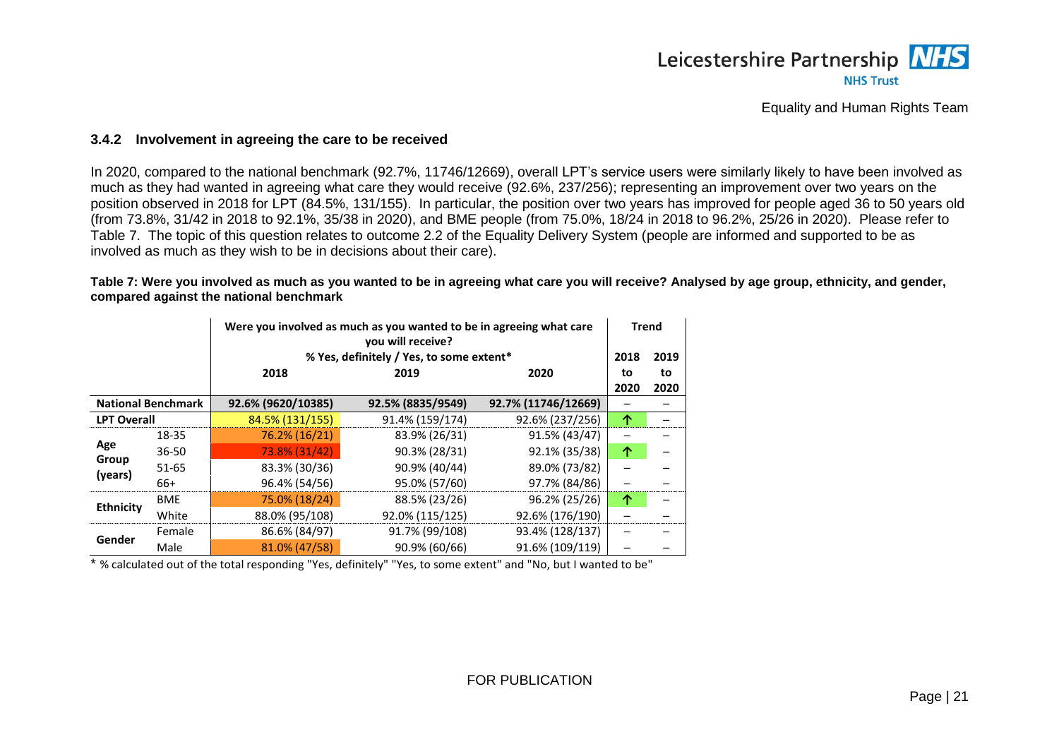### 3.4.2 Involvement in agreeing the care to be received

In 2020, compared to the national benchmark (92.7%, 11746/12669), overall LPT's service users were similarly likely to have been involved as much as they had wanted in agreeing what care they would receive (92.6%, 237/256); representing an improvement over two years on the position observed in 2018 for LPT (84.5%, 131/155). In particular, the position over two years has improved for people aged 36 to 50 years old (from 73.8%, 31/42 in 2018 to 92.1%, 35/38 in 2020), and BME people (from 75.0%, 18/24 in 2018 to 96.2%, 25/26 in 2020). Please refer to Table 7. The topic of this question relates to outcome 2.2 of the Equality Delivery System (people are informed and supported to be as involved as much as they wish to be in decisions about their care).

**Table 7: Were you involved as much as you wanted to be in agreeing what care you will receive? Analysed by age group, ethnicity, and gender, compared against the national benchmark**

| | | Were you involved as much as you wanted to be in agreeing what care you will receive? % Yes, definitely / Yes, to some extent* | | | Trend | |
|---|---|---|---|---|---|---|
| | | 2018 | 2019 | 2020 | 2018 to 2020 | 2019 to 2020 |
| National Benchmark | | 92.6% (9620/10385) | 92.5% (8835/9549) | 92.7% (11746/12669) | – | – |
| LPT Overall | | 84.5% (131/155) | 91.4% (159/174) | 92.6% (237/256) | ↑ | – |
| Age Group (years) | 18-35 | 76.2% (16/21) | 83.9% (26/31) | 91.5% (43/47) | – | – |
| | 36-50 | 73.8% (31/42) | 90.3% (28/31) | 92.1% (35/38) | ↑ | – |
| | 51-65 | 83.3% (30/36) | 90.9% (40/44) | 89.0% (73/82) | – | – |
| | 66+ | 96.4% (54/56) | 95.0% (57/60) | 97.7% (84/86) | – | – |
| Ethnicity | BME | 75.0% (18/24) | 88.5% (23/26) | 96.2% (25/26) | ↑ | – |
| | White | 88.0% (95/108) | 92.0% (115/125) | 92.6% (176/190) | – | – |
| Gender | Female | 86.6% (84/97) | 91.7% (99/108) | 93.4% (128/137) | – | – |
| | Male | 81.0% (47/58) | 90.9% (60/66) | 91.6% (109/119) | – | – |

* % calculated out of the total responding "Yes, definitely" "Yes, to some extent" and "No, but I wanted to be"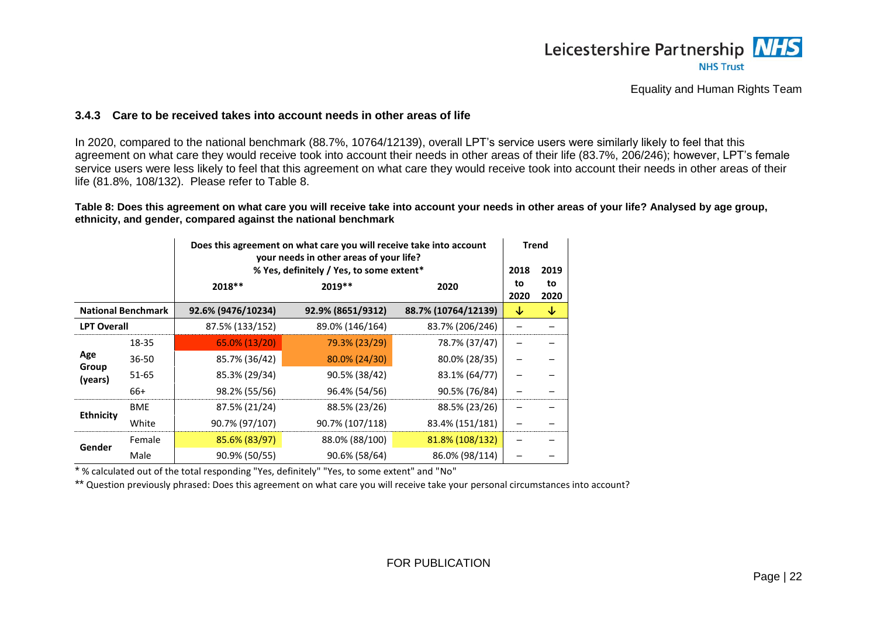### 3.4.3 Care to be received takes into account needs in other areas of life

In 2020, compared to the national benchmark (88.7%, 10764/12139), overall LPT's service users were similarly likely to feel that this agreement on what care they would receive took into account their needs in other areas of their life (83.7%, 206/246); however, LPT's female service users were less likely to feel that this agreement on what care they would receive took into account their needs in other areas of their life (81.8%, 108/132). Please refer to Table 8.

**Table 8: Does this agreement on what care you will receive take into account your needs in other areas of your life? Analysed by age group, ethnicity, and gender, compared against the national benchmark**

| | | Does this agreement on what care you will receive take into account your needs in other areas of your life? % Yes, definitely / Yes, to some extent* | | | Trend | |
|---|---|---|---|---|---|---|
| | | 2018** | 2019** | 2020 | 2018 to 2020 | 2019 to 2020 |
| National Benchmark | | 92.6% (9476/10234) | 92.9% (8651/9312) | 88.7% (10764/12139) | ↓ | ↓ |
| LPT Overall | | 87.5% (133/152) | 89.0% (146/164) | 83.7% (206/246) | – | – |
| Age Group (years) | 18-35 | 65.0% (13/20) | 79.3% (23/29) | 78.7% (37/47) | – | – |
| | 36-50 | 85.7% (36/42) | 80.0% (24/30) | 80.0% (28/35) | – | – |
| | 51-65 | 85.3% (29/34) | 90.5% (38/42) | 83.1% (64/77) | – | – |
| | 66+ | 98.2% (55/56) | 96.4% (54/56) | 90.5% (76/84) | – | – |
| Ethnicity | BME | 87.5% (21/24) | 88.5% (23/26) | 88.5% (23/26) | – | – |
| | White | 90.7% (97/107) | 90.7% (107/118) | 83.4% (151/181) | – | – |
| Gender | Female | 85.6% (83/97) | 88.0% (88/100) | 81.8% (108/132) | – | – |
| | Male | 90.9% (50/55) | 90.6% (58/64) | 86.0% (98/114) | – | – |

\* % calculated out of the total responding "Yes, definitely" "Yes, to some extent" and "No"

\*\* Question previously phrased: Does this agreement on what care you will receive take your personal circumstances into account?

FOR PUBLICATION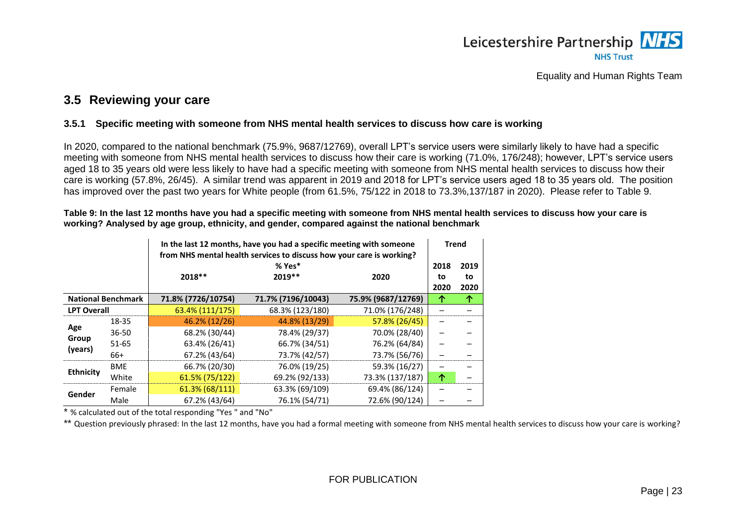## 3.5 Reviewing your care

### 3.5.1 Specific meeting with someone from NHS mental health services to discuss how care is working

In 2020, compared to the national benchmark (75.9%, 9687/12769), overall LPT's service users were similarly likely to have had a specific meeting with someone from NHS mental health services to discuss how their care is working (71.0%, 176/248); however, LPT's service users aged 18 to 35 years old were less likely to have had a specific meeting with someone from NHS mental health services to discuss how their care is working (57.8%, 26/45). A similar trend was apparent in 2019 and 2018 for LPT's service users aged 18 to 35 years old. The position has improved over the past two years for White people (from 61.5%, 75/122 in 2018 to 73.3%,137/187 in 2020). Please refer to Table 9.

**Table 9: In the last 12 months have you had a specific meeting with someone from NHS mental health services to discuss how your care is working? Analysed by age group, ethnicity, and gender, compared against the national benchmark**

| | | In the last 12 months, have you had a specific meeting with someone from NHS mental health services to discuss how your care is working? % Yes* | | | Trend | |
|---|---|---|---|---|---|---|
| | | 2018** | 2019** | 2020 | 2018 to 2020 | 2019 to 2020 |
| National Benchmark | | 71.8% (7726/10754) | 71.7% (7196/10043) | 75.9% (9687/12769) | ↑ | ↑ |
| LPT Overall | | 63.4% (111/175) | 68.3% (123/180) | 71.0% (176/248) | – | – |
| Age Group (years) | 18-35 | 46.2% (12/26) | 44.8% (13/29) | 57.8% (26/45) | – | – |
| | 36-50 | 68.2% (30/44) | 78.4% (29/37) | 70.0% (28/40) | – | – |
| | 51-65 | 63.4% (26/41) | 66.7% (34/51) | 76.2% (64/84) | – | – |
| | 66+ | 67.2% (43/64) | 73.7% (42/57) | 73.7% (56/76) | – | – |
| Ethnicity | BME | 66.7% (20/30) | 76.0% (19/25) | 59.3% (16/27) | – | – |
| | White | 61.5% (75/122) | 69.2% (92/133) | 73.3% (137/187) | ↑ | – |
| Gender | Female | 61.3% (68/111) | 63.3% (69/109) | 69.4% (86/124) | – | – |
| | Male | 67.2% (43/64) | 76.1% (54/71) | 72.6% (90/124) | – | – |

* % calculated out of the total responding "Yes " and "No"

** Question previously phrased: In the last 12 months, have you had a formal meeting with someone from NHS mental health services to discuss how your care is working?

FOR PUBLICATION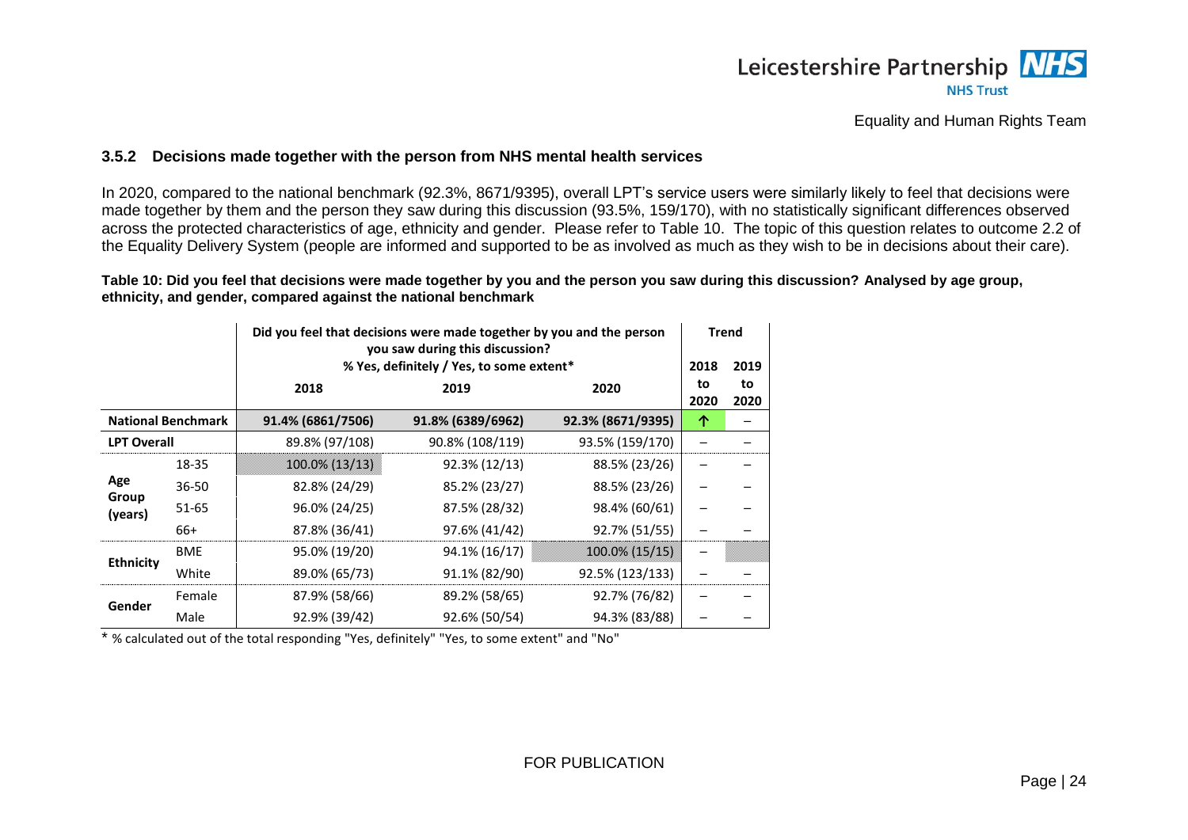### 3.5.2 Decisions made together with the person from NHS mental health services

In 2020, compared to the national benchmark (92.3%, 8671/9395), overall LPT's service users were similarly likely to feel that decisions were made together by them and the person they saw during this discussion (93.5%, 159/170), with no statistically significant differences observed across the protected characteristics of age, ethnicity and gender. Please refer to Table 10. The topic of this question relates to outcome 2.2 of the Equality Delivery System (people are informed and supported to be as involved as much as they wish to be in decisions about their care).

**Table 10: Did you feel that decisions were made together by you and the person you saw during this discussion? Analysed by age group, ethnicity, and gender, compared against the national benchmark**

| | | Did you feel that decisions were made together by you and the person you saw during this discussion? % Yes, definitely / Yes, to some extent* | | | Trend | |
|---|---|---|---|---|---|---|
| | | 2018 | 2019 | 2020 | 2018 to 2020 | 2019 to 2020 |
| **National Benchmark** | | **91.4% (6861/7506)** | **91.8% (6389/6962)** | **92.3% (8671/9395)** | ↑ | – |
| **LPT Overall** | | 89.8% (97/108) | 90.8% (108/119) | 93.5% (159/170) | – | – |
| **Age Group (years)** | 18-35 | 100.0% (13/13) | 92.3% (12/13) | 88.5% (23/26) | – | – |
| | 36-50 | 82.8% (24/29) | 85.2% (23/27) | 88.5% (23/26) | – | – |
| | 51-65 | 96.0% (24/25) | 87.5% (28/32) | 98.4% (60/61) | – | – |
| | 66+ | 87.8% (36/41) | 97.6% (41/42) | 92.7% (51/55) | – | – |
| **Ethnicity** | BME | 95.0% (19/20) | 94.1% (16/17) | 100.0% (15/15) | – | |
| | White | 89.0% (65/73) | 91.1% (82/90) | 92.5% (123/133) | – | – |
| **Gender** | Female | 87.9% (58/66) | 89.2% (58/65) | 92.7% (76/82) | – | – |
| | Male | 92.9% (39/42) | 92.6% (50/54) | 94.3% (83/88) | – | – |

\* % calculated out of the total responding "Yes, definitely" "Yes, to some extent" and "No"

FOR PUBLICATION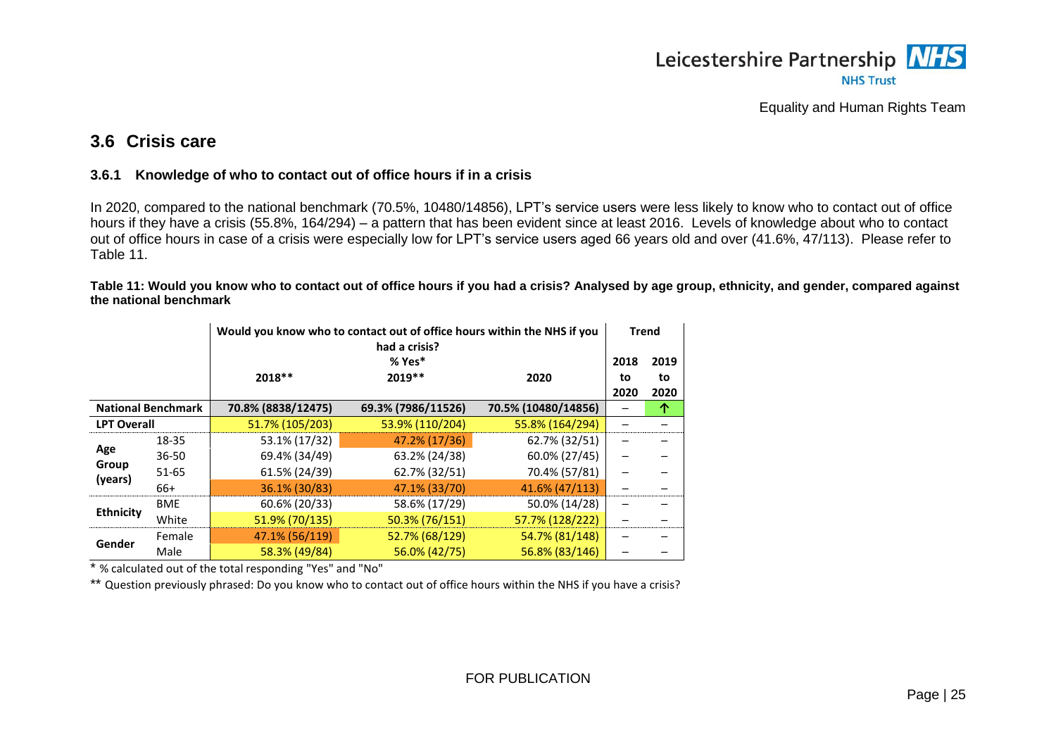## 3.6 Crisis care

### 3.6.1 Knowledge of who to contact out of office hours if in a crisis

In 2020, compared to the national benchmark (70.5%, 10480/14856), LPT's service users were less likely to know who to contact out of office hours if they have a crisis (55.8%, 164/294) – a pattern that has been evident since at least 2016. Levels of knowledge about who to contact out of office hours in case of a crisis were especially low for LPT's service users aged 66 years old and over (41.6%, 47/113). Please refer to Table 11.

**Table 11: Would you know who to contact out of office hours if you had a crisis? Analysed by age group, ethnicity, and gender, compared against the national benchmark**

| | | Would you know who to contact out of office hours within the NHS if you had a crisis? % Yes* | | | Trend | |
|---|---|---|---|---|---|---|
| | | 2018** | 2019** | 2020 | 2018 to 2020 | 2019 to 2020 |
| National Benchmark | | 70.8% (8838/12475) | 69.3% (7986/11526) | 70.5% (10480/14856) | – | ↑ |
| LPT Overall | | 51.7% (105/203) | 53.9% (110/204) | 55.8% (164/294) | – | – |
| Age Group (years) | 18-35 | 53.1% (17/32) | 47.2% (17/36) | 62.7% (32/51) | – | – |
| | 36-50 | 69.4% (34/49) | 63.2% (24/38) | 60.0% (27/45) | – | – |
| | 51-65 | 61.5% (24/39) | 62.7% (32/51) | 70.4% (57/81) | – | – |
| | 66+ | 36.1% (30/83) | 47.1% (33/70) | 41.6% (47/113) | – | – |
| Ethnicity | BME | 60.6% (20/33) | 58.6% (17/29) | 50.0% (14/28) | – | – |
| | White | 51.9% (70/135) | 50.3% (76/151) | 57.7% (128/222) | – | – |
| Gender | Female | 47.1% (56/119) | 52.7% (68/129) | 54.7% (81/148) | – | – |
| | Male | 58.3% (49/84) | 56.0% (42/75) | 56.8% (83/146) | – | – |

\* % calculated out of the total responding "Yes" and "No"

** Question previously phrased: Do you know who to contact out of office hours within the NHS if you have a crisis?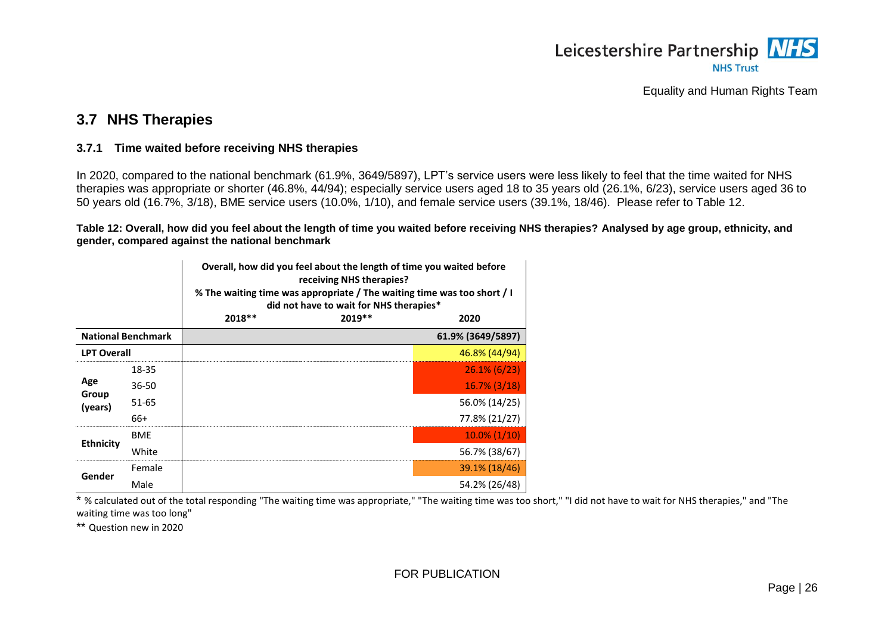## 3.7 NHS Therapies

### 3.7.1 Time waited before receiving NHS therapies

In 2020, compared to the national benchmark (61.9%, 3649/5897), LPT's service users were less likely to feel that the time waited for NHS therapies was appropriate or shorter (46.8%, 44/94); especially service users aged 18 to 35 years old (26.1%, 6/23), service users aged 36 to 50 years old (16.7%, 3/18), BME service users (10.0%, 1/10), and female service users (39.1%, 18/46). Please refer to Table 12.

**Table 12: Overall, how did you feel about the length of time you waited before receiving NHS therapies? Analysed by age group, ethnicity, and gender, compared against the national benchmark**

| | | Overall, how did you feel about the length of time you waited before receiving NHS therapies? % The waiting time was appropriate / The waiting time was too short / I did not have to wait for NHS therapies* | | |
|---|---|---|---|---|
| | | 2018** | 2019** | 2020 |
| National Benchmark | | | | 61.9% (3649/5897) |
| LPT Overall | | | | 46.8% (44/94) |
| Age Group (years) | 18-35 | | | 26.1% (6/23) |
| | 36-50 | | | 16.7% (3/18) |
| | 51-65 | | | 56.0% (14/25) |
| | 66+ | | | 77.8% (21/27) |
| Ethnicity | BME | | | 10.0% (1/10) |
| | White | | | 56.7% (38/67) |
| Gender | Female | | | 39.1% (18/46) |
| | Male | | | 54.2% (26/48) |

* % calculated out of the total responding "The waiting time was appropriate," "The waiting time was too short," "I did not have to wait for NHS therapies," and "The waiting time was too long"

** Question new in 2020

FOR PUBLICATION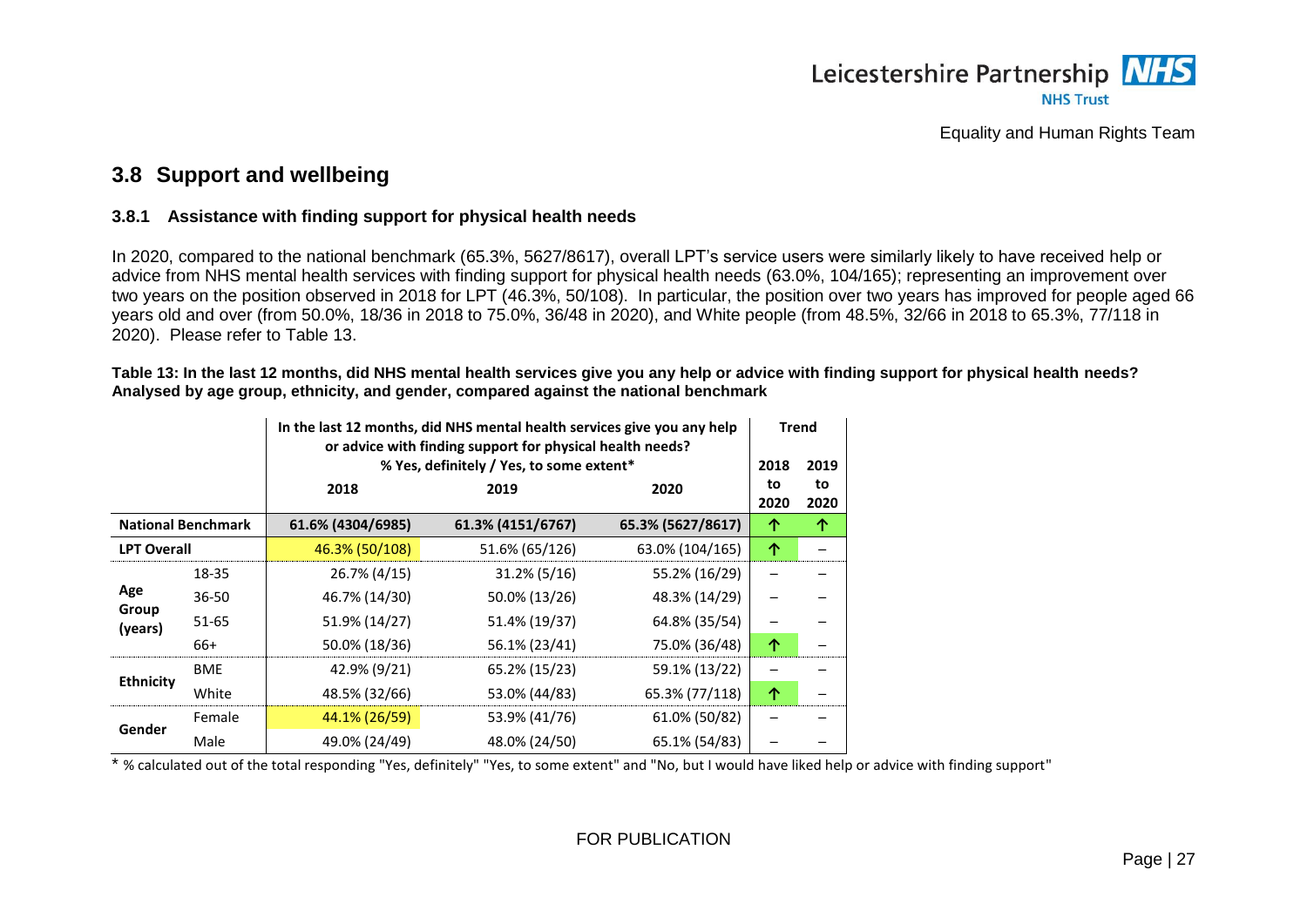## 3.8 Support and wellbeing

### 3.8.1 Assistance with finding support for physical health needs

In 2020, compared to the national benchmark (65.3%, 5627/8617), overall LPT's service users were similarly likely to have received help or advice from NHS mental health services with finding support for physical health needs (63.0%, 104/165); representing an improvement over two years on the position observed in 2018 for LPT (46.3%, 50/108). In particular, the position over two years has improved for people aged 66 years old and over (from 50.0%, 18/36 in 2018 to 75.0%, 36/48 in 2020), and White people (from 48.5%, 32/66 in 2018 to 65.3%, 77/118 in 2020). Please refer to Table 13.

**Table 13: In the last 12 months, did NHS mental health services give you any help or advice with finding support for physical health needs? Analysed by age group, ethnicity, and gender, compared against the national benchmark**

| | | In the last 12 months, did NHS mental health services give you any help or advice with finding support for physical health needs? % Yes, definitely / Yes, to some extent* | | | Trend | |
|---|---|---|---|---|---|---|
| | | 2018 | 2019 | 2020 | 2018 to 2020 | 2019 to 2020 |
| **National Benchmark** | | 61.6% (4304/6985) | 61.3% (4151/6767) | 65.3% (5627/8617) | ↑ | ↑ |
| **LPT Overall** | | 46.3% (50/108) | 51.6% (65/126) | 63.0% (104/165) | ↑ | – |
| **Age Group (years)** | 18-35 | 26.7% (4/15) | 31.2% (5/16) | 55.2% (16/29) | – | – |
| | 36-50 | 46.7% (14/30) | 50.0% (13/26) | 48.3% (14/29) | – | – |
| | 51-65 | 51.9% (14/27) | 51.4% (19/37) | 64.8% (35/54) | – | – |
| | 66+ | 50.0% (18/36) | 56.1% (23/41) | 75.0% (36/48) | ↑ | – |
| **Ethnicity** | BME | 42.9% (9/21) | 65.2% (15/23) | 59.1% (13/22) | – | – |
| | White | 48.5% (32/66) | 53.0% (44/83) | 65.3% (77/118) | ↑ | – |
| **Gender** | Female | 44.1% (26/59) | 53.9% (41/76) | 61.0% (50/82) | – | – |
| | Male | 49.0% (24/49) | 48.0% (24/50) | 65.1% (54/83) | – | – |

\* % calculated out of the total responding "Yes, definitely" "Yes, to some extent" and "No, but I would have liked help or advice with finding support"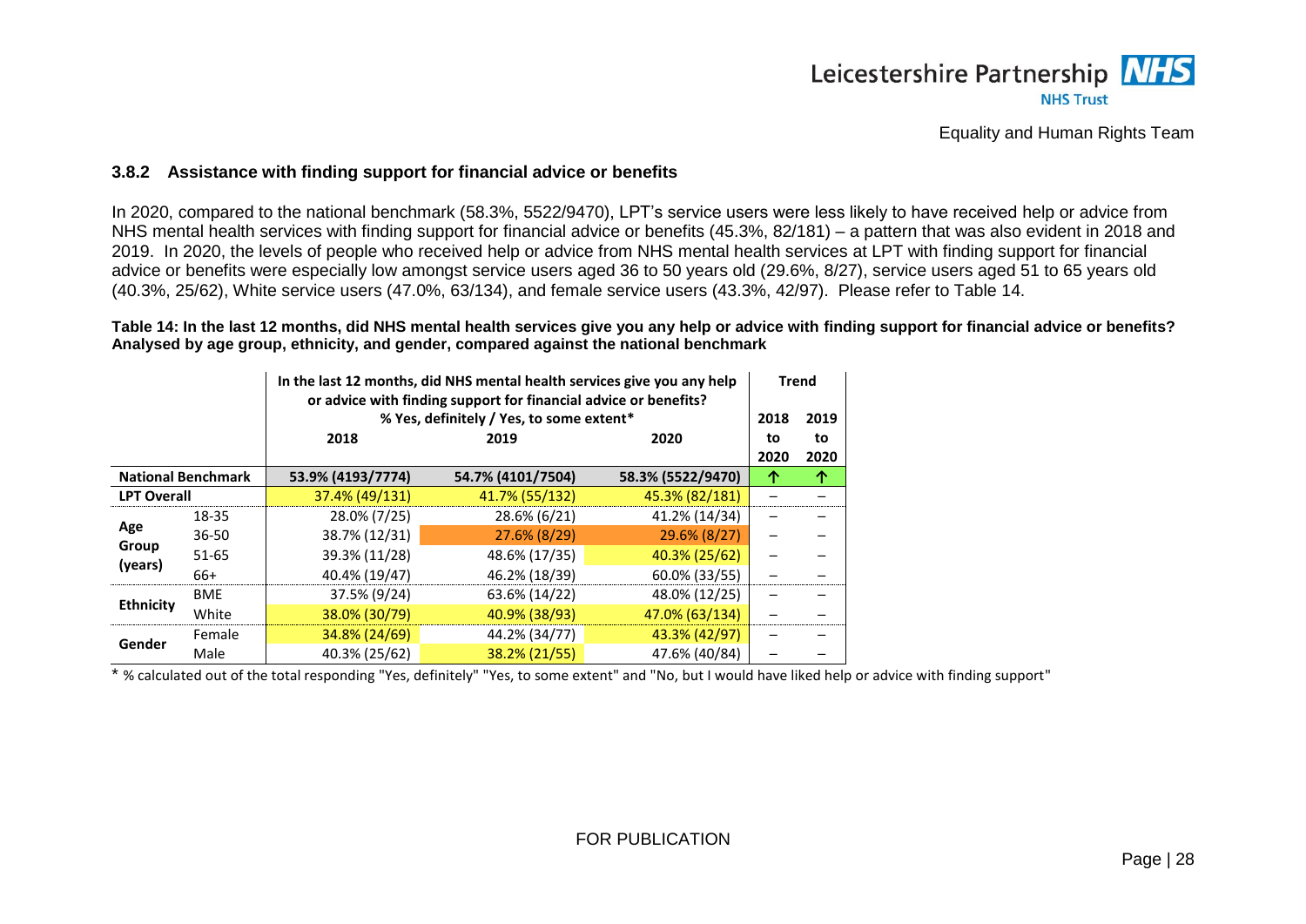### 3.8.2 Assistance with finding support for financial advice or benefits

In 2020, compared to the national benchmark (58.3%, 5522/9470), LPT's service users were less likely to have received help or advice from NHS mental health services with finding support for financial advice or benefits (45.3%, 82/181) – a pattern that was also evident in 2018 and 2019. In 2020, the levels of people who received help or advice from NHS mental health services at LPT with finding support for financial advice or benefits were especially low amongst service users aged 36 to 50 years old (29.6%, 8/27), service users aged 51 to 65 years old (40.3%, 25/62), White service users (47.0%, 63/134), and female service users (43.3%, 42/97). Please refer to Table 14.

**Table 14: In the last 12 months, did NHS mental health services give you any help or advice with finding support for financial advice or benefits? Analysed by age group, ethnicity, and gender, compared against the national benchmark**

| | | In the last 12 months, did NHS mental health services give you any help or advice with finding support for financial advice or benefits? % Yes, definitely / Yes, to some extent* | | | Trend | |
|---|---|---|---|---|---|---|
| | | 2018 | 2019 | 2020 | 2018 to 2020 | 2019 to 2020 |
| National Benchmark | | 53.9% (4193/7774) | 54.7% (4101/7504) | 58.3% (5522/9470) | ↑ | ↑ |
| LPT Overall | | 37.4% (49/131) | 41.7% (55/132) | 45.3% (82/181) | – | – |
| Age Group (years) | 18-35 | 28.0% (7/25) | 28.6% (6/21) | 41.2% (14/34) | – | – |
| | 36-50 | 38.7% (12/31) | 27.6% (8/29) | 29.6% (8/27) | – | – |
| | 51-65 | 39.3% (11/28) | 48.6% (17/35) | 40.3% (25/62) | – | – |
| | 66+ | 40.4% (19/47) | 46.2% (18/39) | 60.0% (33/55) | – | – |
| Ethnicity | BME | 37.5% (9/24) | 63.6% (14/22) | 48.0% (12/25) | – | – |
| | White | 38.0% (30/79) | 40.9% (38/93) | 47.0% (63/134) | – | – |
| Gender | Female | 34.8% (24/69) | 44.2% (34/77) | 43.3% (42/97) | – | – |
| | Male | 40.3% (25/62) | 38.2% (21/55) | 47.6% (40/84) | – | – |

* % calculated out of the total responding "Yes, definitely" "Yes, to some extent" and "No, but I would have liked help or advice with finding support"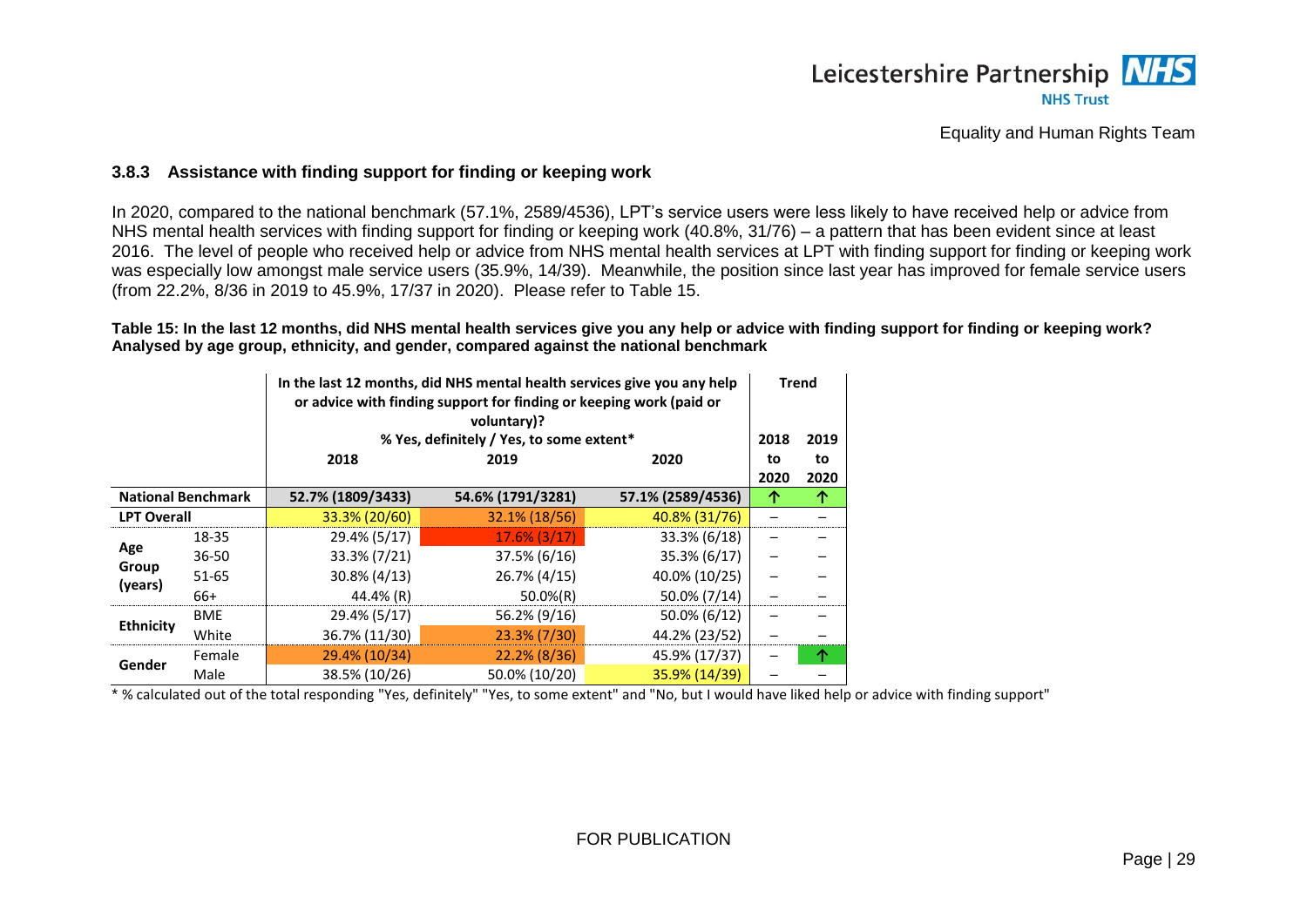### 3.8.3 Assistance with finding support for finding or keeping work

In 2020, compared to the national benchmark (57.1%, 2589/4536), LPT's service users were less likely to have received help or advice from NHS mental health services with finding support for finding or keeping work (40.8%, 31/76) – a pattern that has been evident since at least 2016. The level of people who received help or advice from NHS mental health services at LPT with finding support for finding or keeping work was especially low amongst male service users (35.9%, 14/39). Meanwhile, the position since last year has improved for female service users (from 22.2%, 8/36 in 2019 to 45.9%, 17/37 in 2020). Please refer to Table 15.

**Table 15: In the last 12 months, did NHS mental health services give you any help or advice with finding support for finding or keeping work? Analysed by age group, ethnicity, and gender, compared against the national benchmark**

| | | In the last 12 months, did NHS mental health services give you any help or advice with finding support for finding or keeping work (paid or voluntary)? % Yes, definitely / Yes, to some extent* | | | Trend | |
|---|---|---|---|---|---|---|
| | | 2018 | 2019 | 2020 | 2018 to 2020 | 2019 to 2020 |
| National Benchmark | | 52.7% (1809/3433) | 54.6% (1791/3281) | 57.1% (2589/4536) | ↑ | ↑ |
| LPT Overall | | 33.3% (20/60) | 32.1% (18/56) | 40.8% (31/76) | – | – |
| Age Group (years) | 18-35 | 29.4% (5/17) | 17.6% (3/17) | 33.3% (6/18) | – | – |
| | 36-50 | 33.3% (7/21) | 37.5% (6/16) | 35.3% (6/17) | – | – |
| | 51-65 | 30.8% (4/13) | 26.7% (4/15) | 40.0% (10/25) | – | – |
| | 66+ | 44.4% (R) | 50.0%(R) | 50.0% (7/14) | – | – |
| Ethnicity | BME | 29.4% (5/17) | 56.2% (9/16) | 50.0% (6/12) | – | – |
| | White | 36.7% (11/30) | 23.3% (7/30) | 44.2% (23/52) | – | – |
| Gender | Female | 29.4% (10/34) | 22.2% (8/36) | 45.9% (17/37) | – | ↑ |
| | Male | 38.5% (10/26) | 50.0% (10/20) | 35.9% (14/39) | – | – |

* % calculated out of the total responding "Yes, definitely" "Yes, to some extent" and "No, but I would have liked help or advice with finding support"

FOR PUBLICATION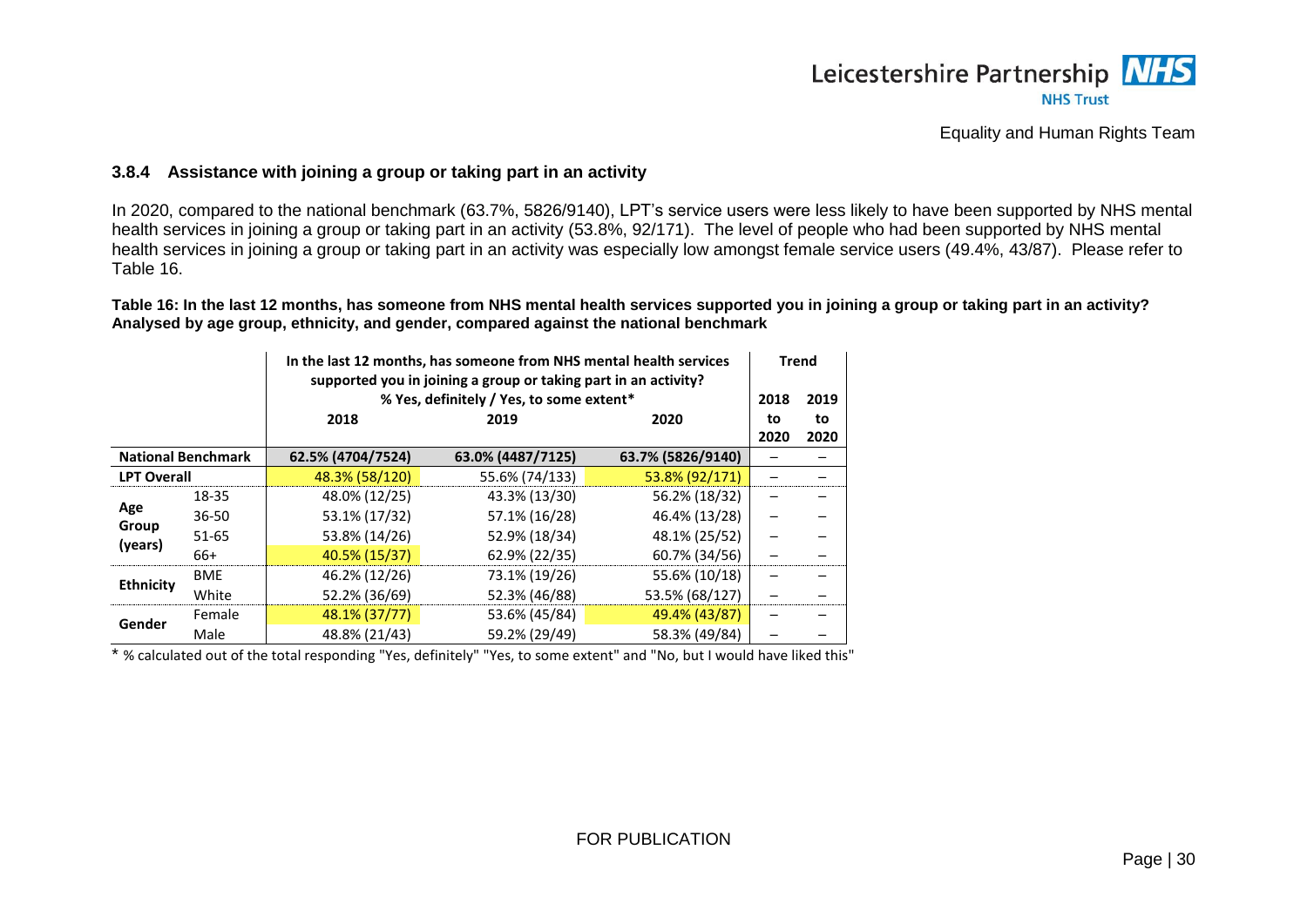### 3.8.4 Assistance with joining a group or taking part in an activity

In 2020, compared to the national benchmark (63.7%, 5826/9140), LPT's service users were less likely to have been supported by NHS mental health services in joining a group or taking part in an activity (53.8%, 92/171). The level of people who had been supported by NHS mental health services in joining a group or taking part in an activity was especially low amongst female service users (49.4%, 43/87). Please refer to Table 16.

**Table 16: In the last 12 months, has someone from NHS mental health services supported you in joining a group or taking part in an activity? Analysed by age group, ethnicity, and gender, compared against the national benchmark**

| | | In the last 12 months, has someone from NHS mental health services supported you in joining a group or taking part in an activity? % Yes, definitely / Yes, to some extent* | | | Trend | |
|---|---|---|---|---|---|---|
| | | 2018 | 2019 | 2020 | 2018 to 2020 | 2019 to 2020 |
| National Benchmark | | 62.5% (4704/7524) | 63.0% (4487/7125) | 63.7% (5826/9140) | – | – |
| LPT Overall | | 48.3% (58/120) | 55.6% (74/133) | 53.8% (92/171) | – | – |
| Age Group (years) | 18-35 | 48.0% (12/25) | 43.3% (13/30) | 56.2% (18/32) | – | – |
| | 36-50 | 53.1% (17/32) | 57.1% (16/28) | 46.4% (13/28) | – | – |
| | 51-65 | 53.8% (14/26) | 52.9% (18/34) | 48.1% (25/52) | – | – |
| | 66+ | 40.5% (15/37) | 62.9% (22/35) | 60.7% (34/56) | – | – |
| Ethnicity | BME | 46.2% (12/26) | 73.1% (19/26) | 55.6% (10/18) | – | – |
| | White | 52.2% (36/69) | 52.3% (46/88) | 53.5% (68/127) | – | – |
| Gender | Female | 48.1% (37/77) | 53.6% (45/84) | 49.4% (43/87) | – | – |
| | Male | 48.8% (21/43) | 59.2% (29/49) | 58.3% (49/84) | – | – |

* % calculated out of the total responding "Yes, definitely" "Yes, to some extent" and "No, but I would have liked this"

FOR PUBLICATION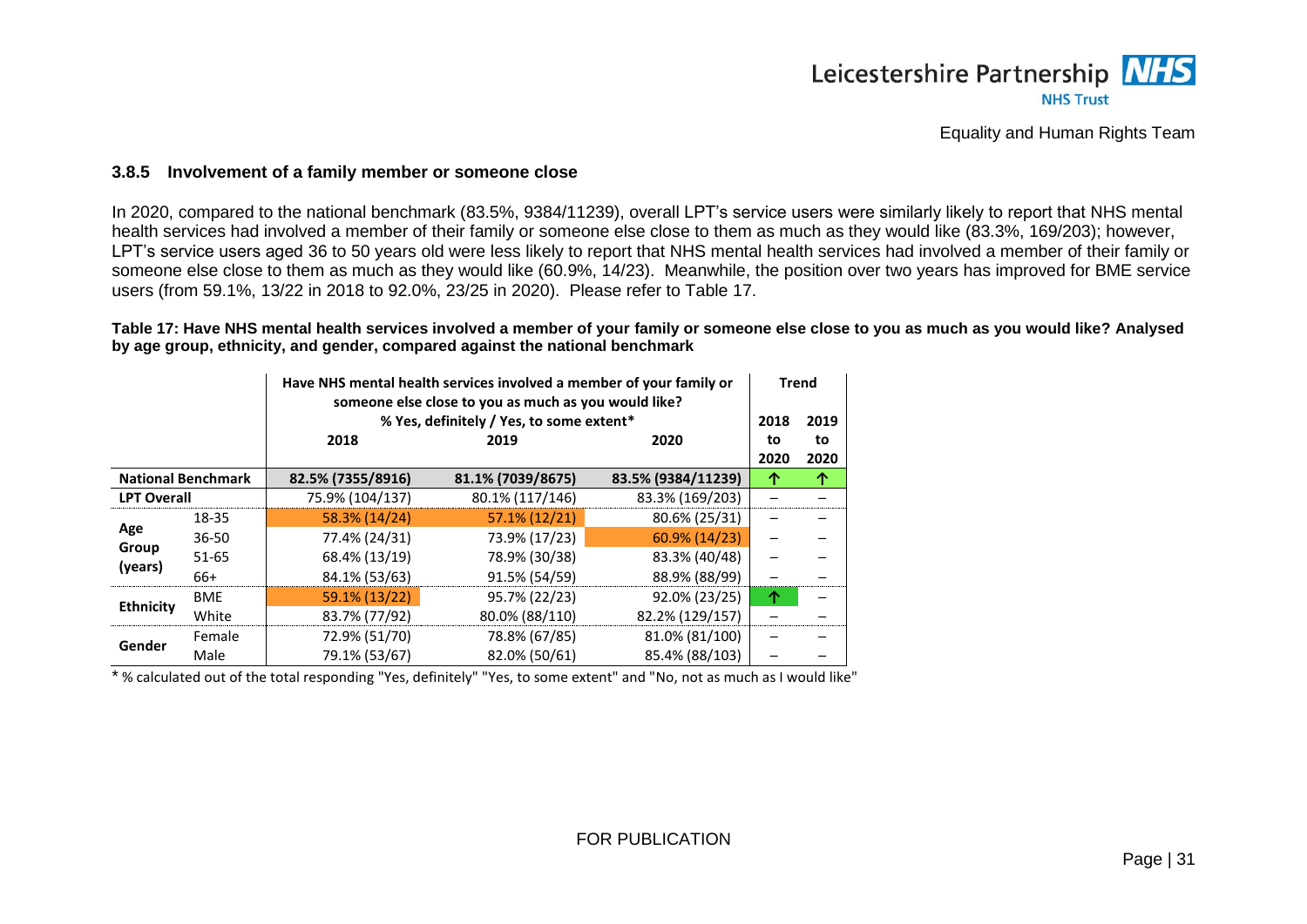### 3.8.5 Involvement of a family member or someone close

In 2020, compared to the national benchmark (83.5%, 9384/11239), overall LPT's service users were similarly likely to report that NHS mental health services had involved a member of their family or someone else close to them as much as they would like (83.3%, 169/203); however, LPT's service users aged 36 to 50 years old were less likely to report that NHS mental health services had involved a member of their family or someone else close to them as much as they would like (60.9%, 14/23). Meanwhile, the position over two years has improved for BME service users (from 59.1%, 13/22 in 2018 to 92.0%, 23/25 in 2020). Please refer to Table 17.

**Table 17: Have NHS mental health services involved a member of your family or someone else close to you as much as you would like? Analysed by age group, ethnicity, and gender, compared against the national benchmark**

| | | Have NHS mental health services involved a member of your family or someone else close to you as much as you would like? % Yes, definitely / Yes, to some extent* | | | Trend | |
|---|---|---|---|---|---|---|
| | | 2018 | 2019 | 2020 | 2018 to 2020 | 2019 to 2020 |
| **National Benchmark** | | **82.5% (7355/8916)** | **81.1% (7039/8675)** | **83.5% (9384/11239)** | ↑ | ↑ |
| **LPT Overall** | | 75.9% (104/137) | 80.1% (117/146) | 83.3% (169/203) | – | – |
| **Age Group (years)** | 18-35 | 58.3% (14/24) | 57.1% (12/21) | 80.6% (25/31) | – | – |
| | 36-50 | 77.4% (24/31) | 73.9% (17/23) | 60.9% (14/23) | – | – |
| | 51-65 | 68.4% (13/19) | 78.9% (30/38) | 83.3% (40/48) | – | – |
| | 66+ | 84.1% (53/63) | 91.5% (54/59) | 88.9% (88/99) | – | – |
| **Ethnicity** | BME | 59.1% (13/22) | 95.7% (22/23) | 92.0% (23/25) | ↑ | – |
| | White | 83.7% (77/92) | 80.0% (88/110) | 82.2% (129/157) | – | – |
| **Gender** | Female | 72.9% (51/70) | 78.8% (67/85) | 81.0% (81/100) | – | – |
| | Male | 79.1% (53/67) | 82.0% (50/61) | 85.4% (88/103) | – | – |

* % calculated out of the total responding "Yes, definitely" "Yes, to some extent" and "No, not as much as I would like"

FOR PUBLICATION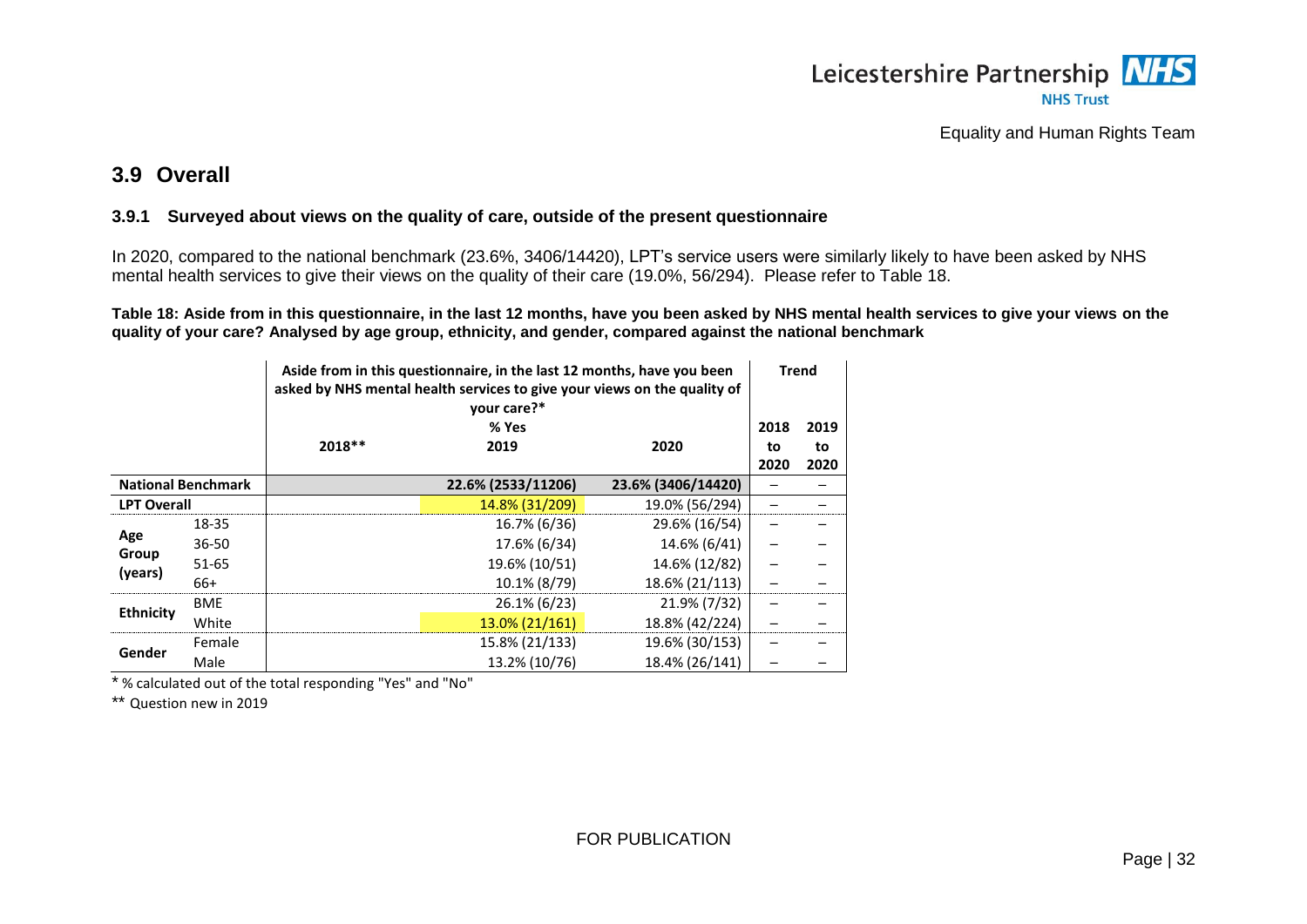## 3.9 Overall

### 3.9.1 Surveyed about views on the quality of care, outside of the present questionnaire

In 2020, compared to the national benchmark (23.6%, 3406/14420), LPT's service users were similarly likely to have been asked by NHS mental health services to give their views on the quality of their care (19.0%, 56/294). Please refer to Table 18.

**Table 18: Aside from in this questionnaire, in the last 12 months, have you been asked by NHS mental health services to give your views on the quality of your care? Analysed by age group, ethnicity, and gender, compared against the national benchmark**

| | | Aside from in this questionnaire, in the last 12 months, have you been asked by NHS mental health services to give your views on the quality of your care?* % Yes | | | Trend | |
|---|---|---|---|---|---|---|
| | | 2018** | 2019 | 2020 | 2018 to 2020 | 2019 to 2020 |
| National Benchmark | | | 22.6% (2533/11206) | 23.6% (3406/14420) | – | – |
| LPT Overall | | | 14.8% (31/209) | 19.0% (56/294) | – | – |
| Age Group (years) | 18-35 | | 16.7% (6/36) | 29.6% (16/54) | – | – |
| | 36-50 | | 17.6% (6/34) | 14.6% (6/41) | – | – |
| | 51-65 | | 19.6% (10/51) | 14.6% (12/82) | – | – |
| | 66+ | | 10.1% (8/79) | 18.6% (21/113) | – | – |
| Ethnicity | BME | | 26.1% (6/23) | 21.9% (7/32) | – | – |
| | White | | 13.0% (21/161) | 18.8% (42/224) | – | – |
| Gender | Female | | 15.8% (21/133) | 19.6% (30/153) | – | – |
| | Male | | 13.2% (10/76) | 18.4% (26/141) | – | – |

\* % calculated out of the total responding "Yes" and "No"

** Question new in 2019

FOR PUBLICATION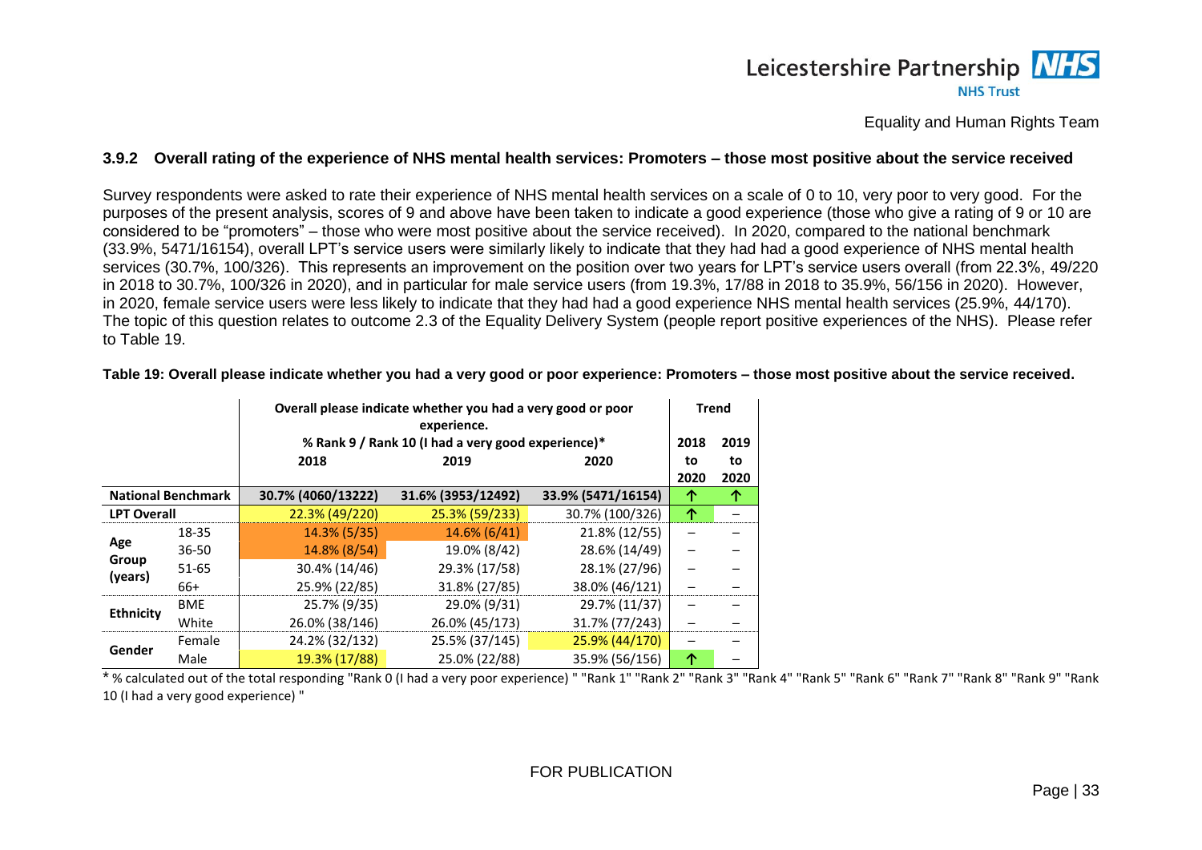### 3.9.2 Overall rating of the experience of NHS mental health services: Promoters – those most positive about the service received

Survey respondents were asked to rate their experience of NHS mental health services on a scale of 0 to 10, very poor to very good. For the purposes of the present analysis, scores of 9 and above have been taken to indicate a good experience (those who give a rating of 9 or 10 are considered to be "promoters" – those who were most positive about the service received). In 2020, compared to the national benchmark (33.9%, 5471/16154), overall LPT's service users were similarly likely to indicate that they had had a good experience of NHS mental health services (30.7%, 100/326). This represents an improvement on the position over two years for LPT's service users overall (from 22.3%, 49/220 in 2018 to 30.7%, 100/326 in 2020), and in particular for male service users (from 19.3%, 17/88 in 2018 to 35.9%, 56/156 in 2020). However, in 2020, female service users were less likely to indicate that they had had a good experience NHS mental health services (25.9%, 44/170). The topic of this question relates to outcome 2.3 of the Equality Delivery System (people report positive experiences of the NHS). Please refer to Table 19.

**Table 19: Overall please indicate whether you had a very good or poor experience: Promoters – those most positive about the service received.**

| | | Overall please indicate whether you had a very good or poor experience. % Rank 9 / Rank 10 (I had a very good experience)* | | | Trend | |
|---|---|---|---|---|---|---|
| | | 2018 | 2019 | 2020 | 2018 to 2020 | 2019 to 2020 |
| National Benchmark | | 30.7% (4060/13222) | 31.6% (3953/12492) | 33.9% (5471/16154) | ↑ | ↑ |
| LPT Overall | | 22.3% (49/220) | 25.3% (59/233) | 30.7% (100/326) | ↑ | – |
| Age Group (years) | 18-35 | 14.3% (5/35) | 14.6% (6/41) | 21.8% (12/55) | – | – |
| | 36-50 | 14.8% (8/54) | 19.0% (8/42) | 28.6% (14/49) | – | – |
| | 51-65 | 30.4% (14/46) | 29.3% (17/58) | 28.1% (27/96) | – | – |
| | 66+ | 25.9% (22/85) | 31.8% (27/85) | 38.0% (46/121) | – | – |
| Ethnicity | BME | 25.7% (9/35) | 29.0% (9/31) | 29.7% (11/37) | – | – |
| | White | 26.0% (38/146) | 26.0% (45/173) | 31.7% (77/243) | – | – |
| Gender | Female | 24.2% (32/132) | 25.5% (37/145) | 25.9% (44/170) | – | – |
| | Male | 19.3% (17/88) | 25.0% (22/88) | 35.9% (56/156) | ↑ | – |

* % calculated out of the total responding "Rank 0 (I had a very poor experience) " "Rank 1" "Rank 2" "Rank 3" "Rank 4" "Rank 5" "Rank 6" "Rank 7" "Rank 8" "Rank 9" "Rank 10 (I had a very good experience) "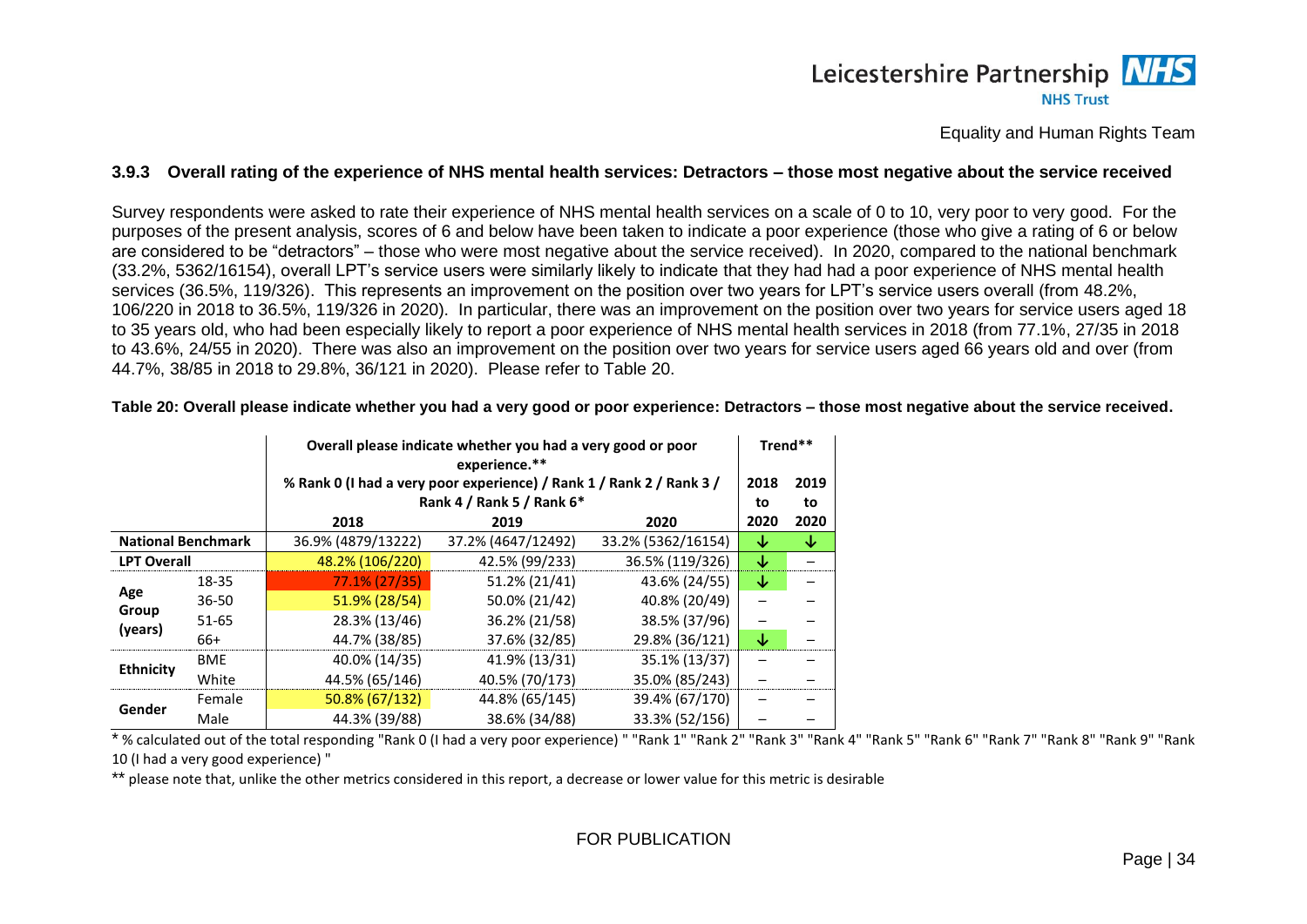### 3.9.3 Overall rating of the experience of NHS mental health services: Detractors – those most negative about the service received

Survey respondents were asked to rate their experience of NHS mental health services on a scale of 0 to 10, very poor to very good. For the purposes of the present analysis, scores of 6 and below have been taken to indicate a poor experience (those who give a rating of 6 or below are considered to be "detractors" – those who were most negative about the service received). In 2020, compared to the national benchmark (33.2%, 5362/16154), overall LPT's service users were similarly likely to indicate that they had had a poor experience of NHS mental health services (36.5%, 119/326). This represents an improvement on the position over two years for LPT's service users overall (from 48.2%, 106/220 in 2018 to 36.5%, 119/326 in 2020). In particular, there was an improvement on the position over two years for service users aged 18 to 35 years old, who had been especially likely to report a poor experience of NHS mental health services in 2018 (from 77.1%, 27/35 in 2018 to 43.6%, 24/55 in 2020). There was also an improvement on the position over two years for service users aged 66 years old and over (from 44.7%, 38/85 in 2018 to 29.8%, 36/121 in 2020). Please refer to Table 20.

**Table 20: Overall please indicate whether you had a very good or poor experience: Detractors – those most negative about the service received.**

| | | Overall please indicate whether you had a very good or poor experience.** % Rank 0 (I had a very poor experience) / Rank 1 / Rank 2 / Rank 3 / Rank 4 / Rank 5 / Rank 6* | | | Trend** | |
|---|---|---|---|---|---|---|
| | | 2018 | 2019 | 2020 | 2018 to 2020 | 2019 to 2020 |
| National Benchmark | | 36.9% (4879/13222) | 37.2% (4647/12492) | 33.2% (5362/16154) | ↓ | ↓ |
| LPT Overall | | 48.2% (106/220) | 42.5% (99/233) | 36.5% (119/326) | ↓ | – |
| Age Group (years) | 18-35 | 77.1% (27/35) | 51.2% (21/41) | 43.6% (24/55) | ↓ | – |
| | 36-50 | 51.9% (28/54) | 50.0% (21/42) | 40.8% (20/49) | – | – |
| | 51-65 | 28.3% (13/46) | 36.2% (21/58) | 38.5% (37/96) | – | – |
| | 66+ | 44.7% (38/85) | 37.6% (32/85) | 29.8% (36/121) | ↓ | – |
| Ethnicity | BME | 40.0% (14/35) | 41.9% (13/31) | 35.1% (13/37) | – | – |
| | White | 44.5% (65/146) | 40.5% (70/173) | 35.0% (85/243) | – | – |
| Gender | Female | 50.8% (67/132) | 44.8% (65/145) | 39.4% (67/170) | – | – |
| | Male | 44.3% (39/88) | 38.6% (34/88) | 33.3% (52/156) | – | – |

\* % calculated out of the total responding "Rank 0 (I had a very poor experience) " "Rank 1" "Rank 2" "Rank 3" "Rank 4" "Rank 5" "Rank 6" "Rank 7" "Rank 8" "Rank 9" "Rank 10 (I had a very good experience) "

** please note that, unlike the other metrics considered in this report, a decrease or lower value for this metric is desirable

FOR PUBLICATION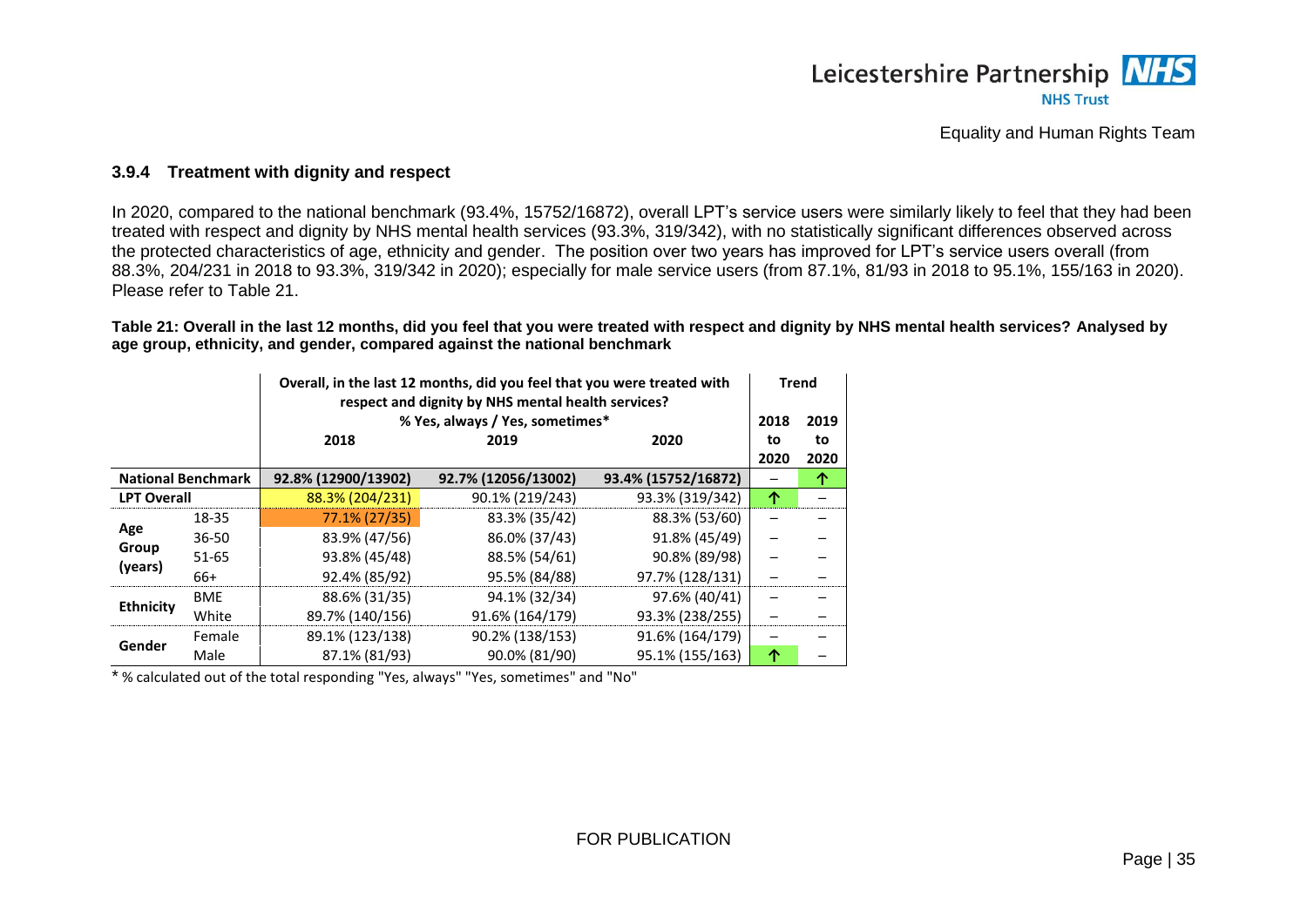### 3.9.4 Treatment with dignity and respect

In 2020, compared to the national benchmark (93.4%, 15752/16872), overall LPT's service users were similarly likely to feel that they had been treated with respect and dignity by NHS mental health services (93.3%, 319/342), with no statistically significant differences observed across the protected characteristics of age, ethnicity and gender. The position over two years has improved for LPT's service users overall (from 88.3%, 204/231 in 2018 to 93.3%, 319/342 in 2020); especially for male service users (from 87.1%, 81/93 in 2018 to 95.1%, 155/163 in 2020). Please refer to Table 21.

**Table 21: Overall in the last 12 months, did you feel that you were treated with respect and dignity by NHS mental health services? Analysed by age group, ethnicity, and gender, compared against the national benchmark**

| | | Overall, in the last 12 months, did you feel that you were treated with respect and dignity by NHS mental health services? % Yes, always / Yes, sometimes* | | | Trend | |
|---|---|---|---|---|---|---|
| | | 2018 | 2019 | 2020 | 2018 to 2020 | 2019 to 2020 |
| **National Benchmark** | | **92.8% (12900/13902)** | **92.7% (12056/13002)** | **93.4% (15752/16872)** | – | ↑ |
| **LPT Overall** | | 88.3% (204/231) | 90.1% (219/243) | 93.3% (319/342) | ↑ | – |
| **Age Group (years)** | 18-35 | 77.1% (27/35) | 83.3% (35/42) | 88.3% (53/60) | – | – |
| | 36-50 | 83.9% (47/56) | 86.0% (37/43) | 91.8% (45/49) | – | – |
| | 51-65 | 93.8% (45/48) | 88.5% (54/61) | 90.8% (89/98) | – | – |
| | 66+ | 92.4% (85/92) | 95.5% (84/88) | 97.7% (128/131) | – | – |
| **Ethnicity** | BME | 88.6% (31/35) | 94.1% (32/34) | 97.6% (40/41) | – | – |
| | White | 89.7% (140/156) | 91.6% (164/179) | 93.3% (238/255) | – | – |
| **Gender** | Female | 89.1% (123/138) | 90.2% (138/153) | 91.6% (164/179) | – | – |
| | Male | 87.1% (81/93) | 90.0% (81/90) | 95.1% (155/163) | ↑ | – |

* % calculated out of the total responding "Yes, always" "Yes, sometimes" and "No"

FOR PUBLICATION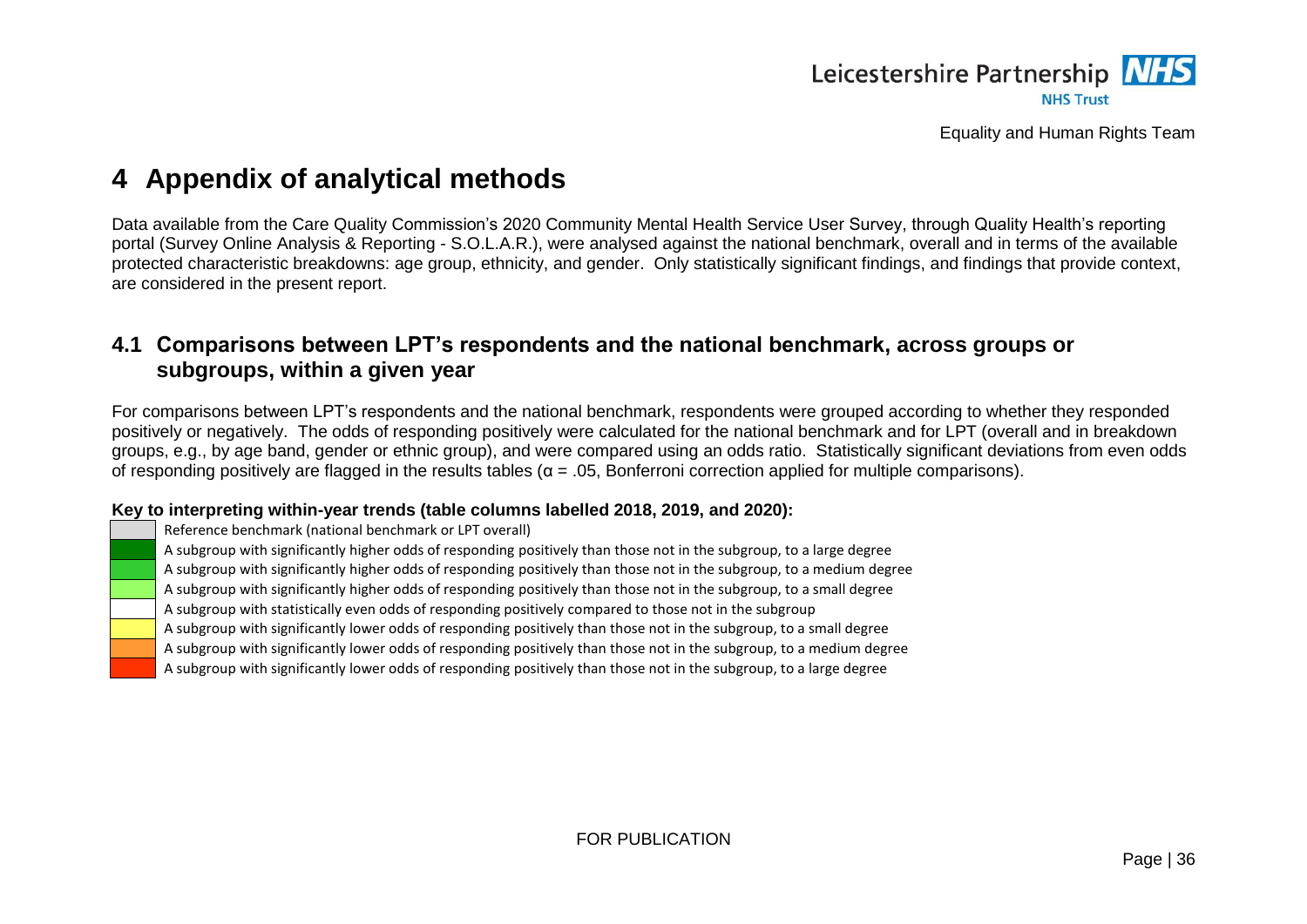# 4 Appendix of analytical methods

Data available from the Care Quality Commission's 2020 Community Mental Health Service User Survey, through Quality Health's reporting portal (Survey Online Analysis & Reporting - S.O.L.A.R.), were analysed against the national benchmark, overall and in terms of the available protected characteristic breakdowns: age group, ethnicity, and gender. Only statistically significant findings, and findings that provide context, are considered in the present report.

## 4.1 Comparisons between LPT's respondents and the national benchmark, across groups or subgroups, within a given year

For comparisons between LPT's respondents and the national benchmark, respondents were grouped according to whether they responded positively or negatively. The odds of responding positively were calculated for the national benchmark and for LPT (overall and in breakdown groups, e.g., by age band, gender or ethnic group), and were compared using an odds ratio. Statistically significant deviations from even odds of responding positively are flagged in the results tables ($\alpha = .05$, Bonferroni correction applied for multiple comparisons).

**Key to interpreting within-year trends (table columns labelled 2018, 2019, and 2020):**

| Colour | Meaning |
|---|---|
| Grey | Reference benchmark (national benchmark or LPT overall) |
| Dark green | A subgroup with significantly higher odds of responding positively than those not in the subgroup, to a large degree |
| Medium green | A subgroup with significantly higher odds of responding positively than those not in the subgroup, to a medium degree |
| Light green | A subgroup with significantly higher odds of responding positively than those not in the subgroup, to a small degree |
| White | A subgroup with statistically even odds of responding positively compared to those not in the subgroup |
| Yellow | A subgroup with significantly lower odds of responding positively than those not in the subgroup, to a small degree |
| Orange | A subgroup with significantly lower odds of responding positively than those not in the subgroup, to a medium degree |
| Red | A subgroup with significantly lower odds of responding positively than those not in the subgroup, to a large degree |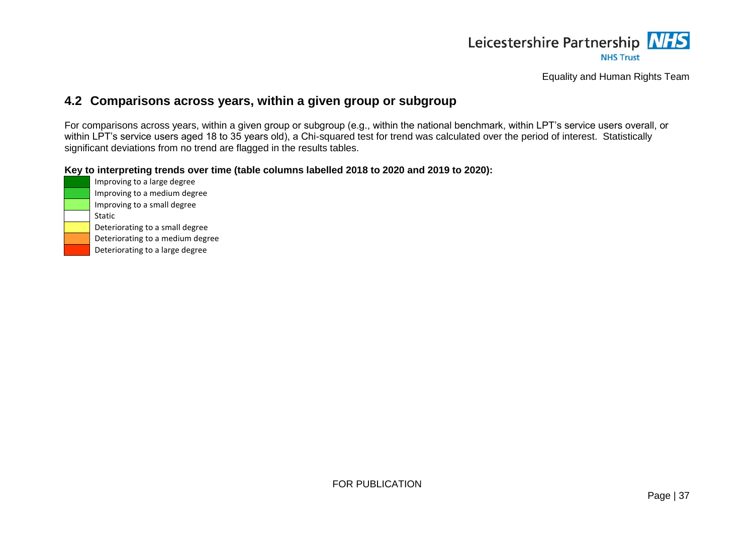## 4.2 Comparisons across years, within a given group or subgroup

For comparisons across years, within a given group or subgroup (e.g., within the national benchmark, within LPT's service users overall, or within LPT's service users aged 18 to 35 years old), a Chi-squared test for trend was calculated over the period of interest. Statistically significant deviations from no trend are flagged in the results tables.

**Key to interpreting trends over time (table columns labelled 2018 to 2020 and 2019 to 2020):**

- Improving to a large degree
- Improving to a medium degree
- Improving to a small degree
- Static
- Deteriorating to a small degree
- Deteriorating to a medium degree
- Deteriorating to a large degree

FOR PUBLICATION